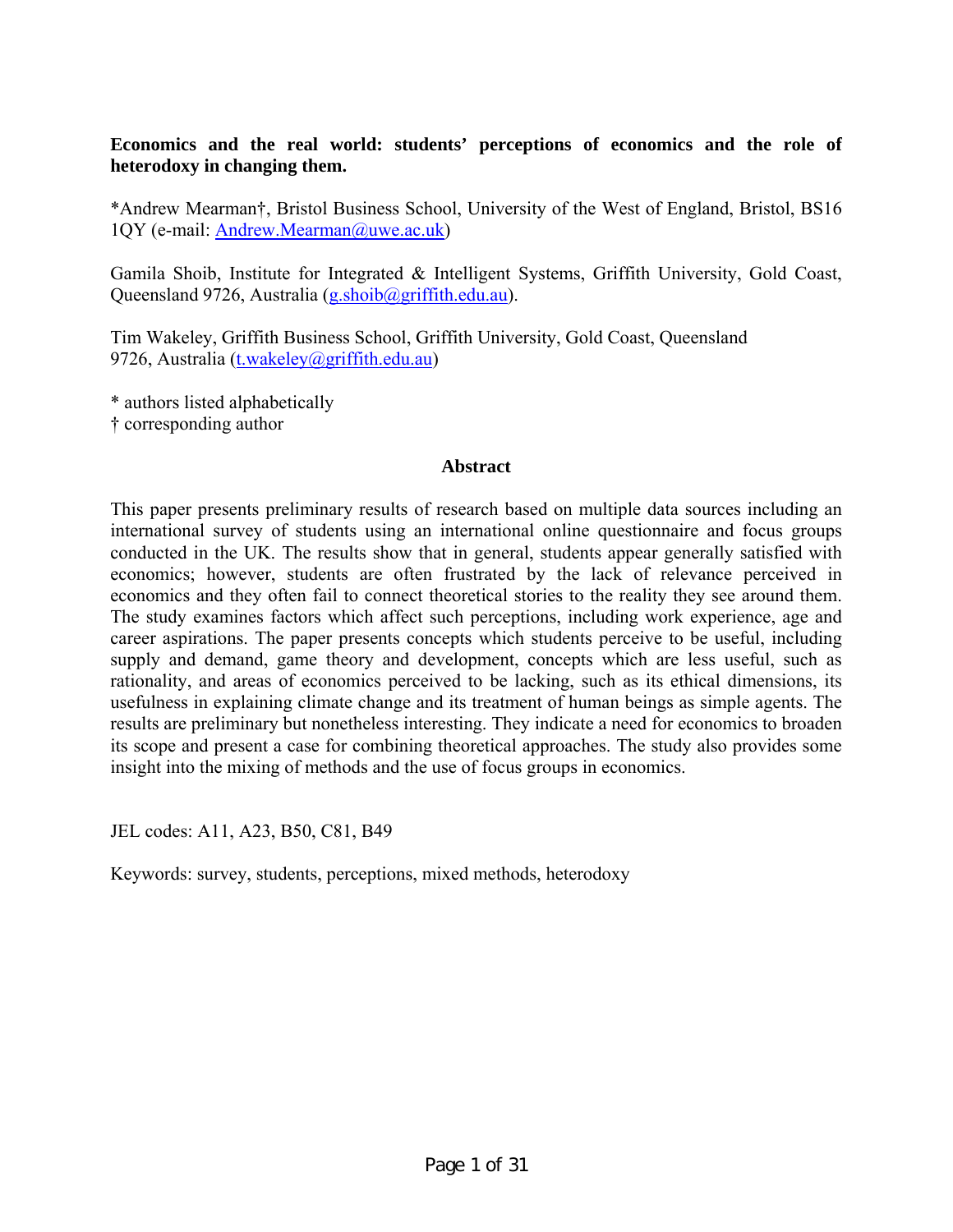**Economics and the real world: students' perceptions of economics and the role of heterodoxy in changing them.**

*Andrew Mearman†, Bristol Business School, University of the West of England, Bristol, BS16 1QY (e-mail: Andrew.Mearman@uwe.ac.uk)

Gamila Shoib, Institute for Integrated & Intelligent Systems, Griffith University, Gold Coast, Queensland 9726, Australia (g.shoib@griffith.edu.au).

Tim Wakeley, Griffith Business School, Griffith University, Gold Coast, Queensland 9726, Australia (t.wakeley@griffith.edu.au)

\* authors listed alphabetically

† corresponding author

## Abstract

This paper presents preliminary results of research based on multiple data sources including an international survey of students using an international online questionnaire and focus groups conducted in the UK. The results show that in general, students appear generally satisfied with economics; however, students are often frustrated by the lack of relevance perceived in economics and they often fail to connect theoretical stories to the reality they see around them. The study examines factors which affect such perceptions, including work experience, age and career aspirations. The paper presents concepts which students perceive to be useful, including supply and demand, game theory and development, concepts which are less useful, such as rationality, and areas of economics perceived to be lacking, such as its ethical dimensions, its usefulness in explaining climate change and its treatment of human beings as simple agents. The results are preliminary but nonetheless interesting. They indicate a need for economics to broaden its scope and present a case for combining theoretical approaches. The study also provides some insight into the mixing of methods and the use of focus groups in economics.

JEL codes: A11, A23, B50, C81, B49

Keywords: survey, students, perceptions, mixed methods, heterodoxy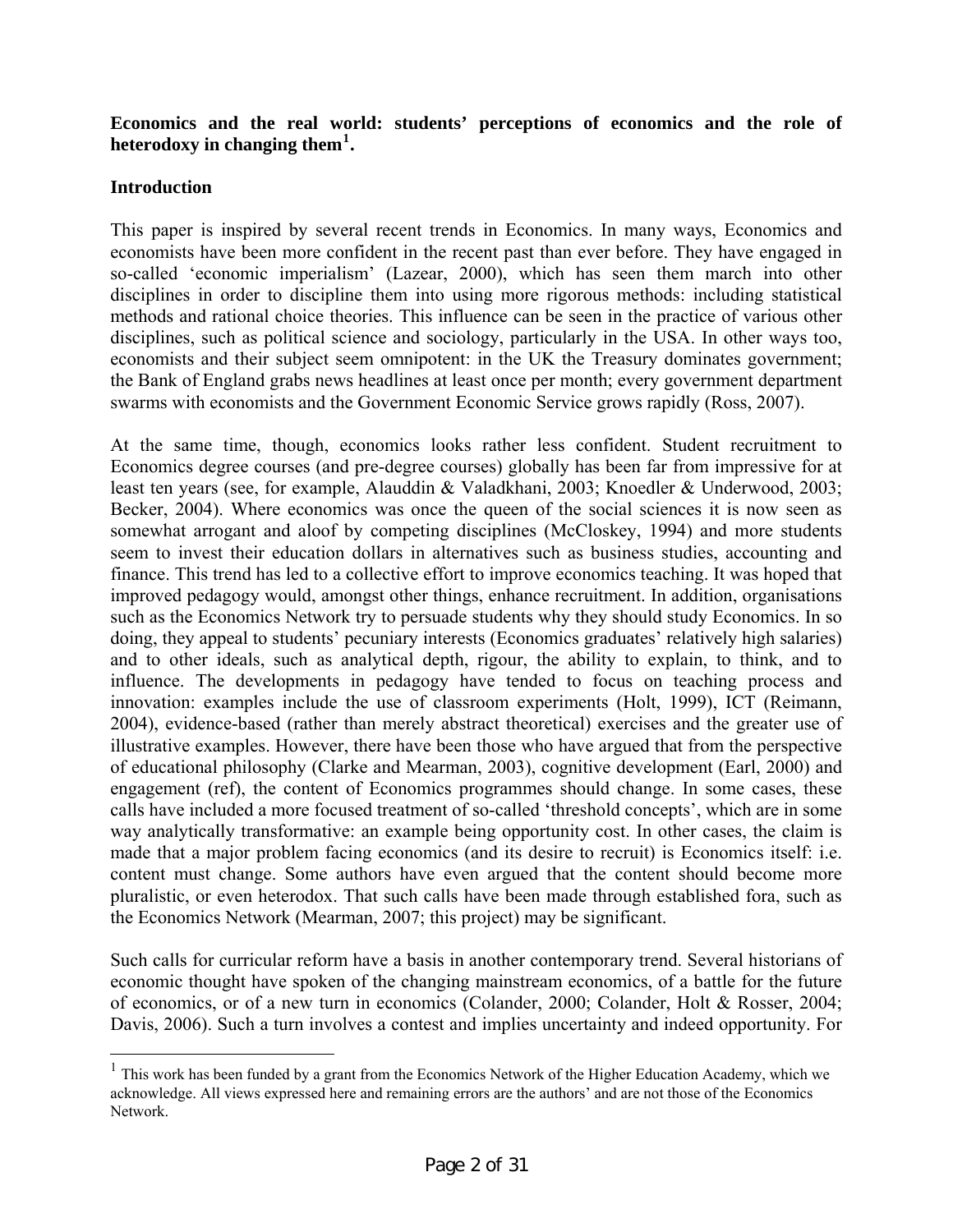**Economics and the real world: students' perceptions of economics and the role of heterodoxy in changing them[1].**

## Introduction

This paper is inspired by several recent trends in Economics. In many ways, Economics and economists have been more confident in the recent past than ever before. They have engaged in so-called 'economic imperialism' (Lazear, 2000), which has seen them march into other disciplines in order to discipline them into using more rigorous methods: including statistical methods and rational choice theories. This influence can be seen in the practice of various other disciplines, such as political science and sociology, particularly in the USA. In other ways too, economists and their subject seem omnipotent: in the UK the Treasury dominates government; the Bank of England grabs news headlines at least once per month; every government department swarms with economists and the Government Economic Service grows rapidly (Ross, 2007).

At the same time, though, economics looks rather less confident. Student recruitment to Economics degree courses (and pre-degree courses) globally has been far from impressive for at least ten years (see, for example, Alauddin & Valadkhani, 2003; Knoedler & Underwood, 2003; Becker, 2004). Where economics was once the queen of the social sciences it is now seen as somewhat arrogant and aloof by competing disciplines (McCloskey, 1994) and more students seem to invest their education dollars in alternatives such as business studies, accounting and finance. This trend has led to a collective effort to improve economics teaching. It was hoped that improved pedagogy would, amongst other things, enhance recruitment. In addition, organisations such as the Economics Network try to persuade students why they should study Economics. In so doing, they appeal to students' pecuniary interests (Economics graduates' relatively high salaries) and to other ideals, such as analytical depth, rigour, the ability to explain, to think, and to influence. The developments in pedagogy have tended to focus on teaching process and innovation: examples include the use of classroom experiments (Holt, 1999), ICT (Reimann, 2004), evidence-based (rather than merely abstract theoretical) exercises and the greater use of illustrative examples. However, there have been those who have argued that from the perspective of educational philosophy (Clarke and Mearman, 2003), cognitive development (Earl, 2000) and engagement (ref), the content of Economics programmes should change. In some cases, these calls have included a more focused treatment of so-called 'threshold concepts', which are in some way analytically transformative: an example being opportunity cost. In other cases, the claim is made that a major problem facing economics (and its desire to recruit) is Economics itself: i.e. content must change. Some authors have even argued that the content should become more pluralistic, or even heterodox. That such calls have been made through established fora, such as the Economics Network (Mearman, 2007; this project) may be significant.

Such calls for curricular reform have a basis in another contemporary trend. Several historians of economic thought have spoken of the changing mainstream economics, of a battle for the future of economics, or of a new turn in economics (Colander, 2000; Colander, Holt & Rosser, 2004; Davis, 2006). Such a turn involves a contest and implies uncertainty and indeed opportunity. For

---

[1] This work has been funded by a grant from the Economics Network of the Higher Education Academy, which we acknowledge. All views expressed here and remaining errors are the authors' and are not those of the Economics Network.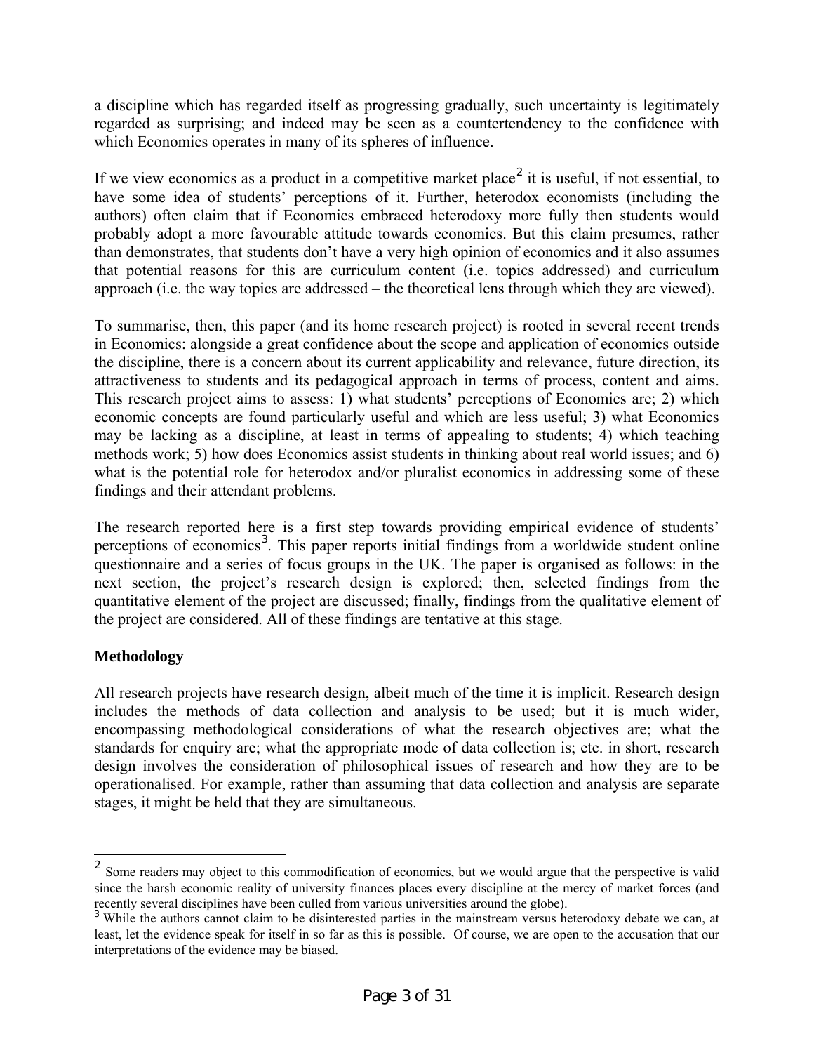a discipline which has regarded itself as progressing gradually, such uncertainty is legitimately regarded as surprising; and indeed may be seen as a countertendency to the confidence with which Economics operates in many of its spheres of influence.

If we view economics as a product in a competitive market place[2] it is useful, if not essential, to have some idea of students' perceptions of it. Further, heterodox economists (including the authors) often claim that if Economics embraced heterodoxy more fully then students would probably adopt a more favourable attitude towards economics. But this claim presumes, rather than demonstrates, that students don't have a very high opinion of economics and it also assumes that potential reasons for this are curriculum content (i.e. topics addressed) and curriculum approach (i.e. the way topics are addressed – the theoretical lens through which they are viewed).

To summarise, then, this paper (and its home research project) is rooted in several recent trends in Economics: alongside a great confidence about the scope and application of economics outside the discipline, there is a concern about its current applicability and relevance, future direction, its attractiveness to students and its pedagogical approach in terms of process, content and aims. This research project aims to assess: 1) what students' perceptions of Economics are; 2) which economic concepts are found particularly useful and which are less useful; 3) what Economics may be lacking as a discipline, at least in terms of appealing to students; 4) which teaching methods work; 5) how does Economics assist students in thinking about real world issues; and 6) what is the potential role for heterodox and/or pluralist economics in addressing some of these findings and their attendant problems.

The research reported here is a first step towards providing empirical evidence of students' perceptions of economics[3]. This paper reports initial findings from a worldwide student online questionnaire and a series of focus groups in the UK. The paper is organised as follows: in the next section, the project's research design is explored; then, selected findings from the quantitative element of the project are discussed; finally, findings from the qualitative element of the project are considered. All of these findings are tentative at this stage.

**Methodology**

All research projects have research design, albeit much of the time it is implicit. Research design includes the methods of data collection and analysis to be used; but it is much wider, encompassing methodological considerations of what the research objectives are; what the standards for enquiry are; what the appropriate mode of data collection is; etc. in short, research design involves the consideration of philosophical issues of research and how they are to be operationalised. For example, rather than assuming that data collection and analysis are separate stages, it might be held that they are simultaneous.

---

[2] Some readers may object to this commodification of economics, but we would argue that the perspective is valid since the harsh economic reality of university finances places every discipline at the mercy of market forces (and recently several disciplines have been culled from various universities around the globe).

[3] While the authors cannot claim to be disinterested parties in the mainstream versus heterodoxy debate we can, at least, let the evidence speak for itself in so far as this is possible. Of course, we are open to the accusation that our interpretations of the evidence may be biased.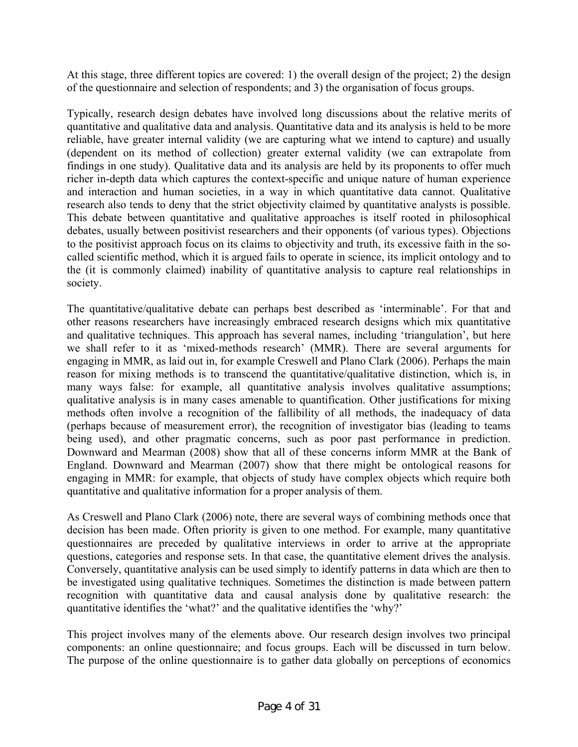At this stage, three different topics are covered: 1) the overall design of the project; 2) the design of the questionnaire and selection of respondents; and 3) the organisation of focus groups.

Typically, research design debates have involved long discussions about the relative merits of quantitative and qualitative data and analysis. Quantitative data and its analysis is held to be more reliable, have greater internal validity (we are capturing what we intend to capture) and usually (dependent on its method of collection) greater external validity (we can extrapolate from findings in one study). Qualitative data and its analysis are held by its proponents to offer much richer in-depth data which captures the context-specific and unique nature of human experience and interaction and human societies, in a way in which quantitative data cannot. Qualitative research also tends to deny that the strict objectivity claimed by quantitative analysts is possible. This debate between quantitative and qualitative approaches is itself rooted in philosophical debates, usually between positivist researchers and their opponents (of various types). Objections to the positivist approach focus on its claims to objectivity and truth, its excessive faith in the so-called scientific method, which it is argued fails to operate in science, its implicit ontology and to the (it is commonly claimed) inability of quantitative analysis to capture real relationships in society.

The quantitative/qualitative debate can perhaps best described as 'interminable'. For that and other reasons researchers have increasingly embraced research designs which mix quantitative and qualitative techniques. This approach has several names, including 'triangulation', but here we shall refer to it as 'mixed-methods research' (MMR). There are several arguments for engaging in MMR, as laid out in, for example Creswell and Plano Clark (2006). Perhaps the main reason for mixing methods is to transcend the quantitative/qualitative distinction, which is, in many ways false: for example, all quantitative analysis involves qualitative assumptions; qualitative analysis is in many cases amenable to quantification. Other justifications for mixing methods often involve a recognition of the fallibility of all methods, the inadequacy of data (perhaps because of measurement error), the recognition of investigator bias (leading to teams being used), and other pragmatic concerns, such as poor past performance in prediction. Downward and Mearman (2008) show that all of these concerns inform MMR at the Bank of England. Downward and Mearman (2007) show that there might be ontological reasons for engaging in MMR: for example, that objects of study have complex objects which require both quantitative and qualitative information for a proper analysis of them.

As Creswell and Plano Clark (2006) note, there are several ways of combining methods once that decision has been made. Often priority is given to one method. For example, many quantitative questionnaires are preceded by qualitative interviews in order to arrive at the appropriate questions, categories and response sets. In that case, the quantitative element drives the analysis. Conversely, quantitative analysis can be used simply to identify patterns in data which are then to be investigated using qualitative techniques. Sometimes the distinction is made between pattern recognition with quantitative data and causal analysis done by qualitative research: the quantitative identifies the 'what?' and the qualitative identifies the 'why?'

This project involves many of the elements above. Our research design involves two principal components: an online questionnaire; and focus groups. Each will be discussed in turn below. The purpose of the online questionnaire is to gather data globally on perceptions of economics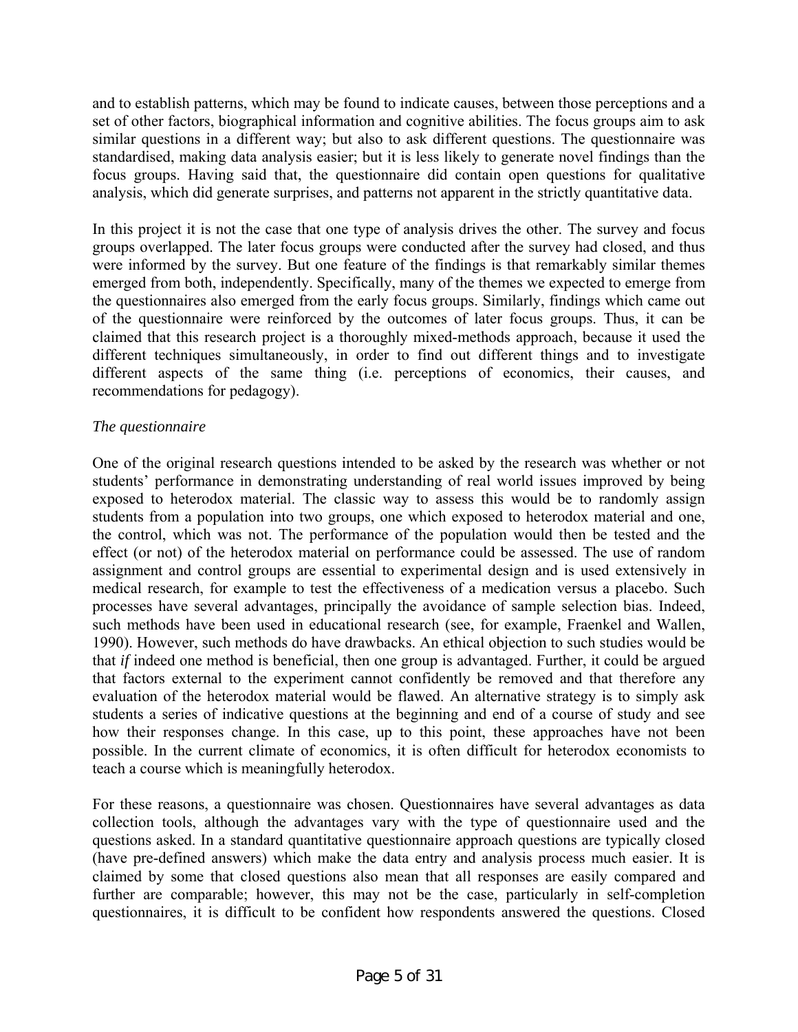and to establish patterns, which may be found to indicate causes, between those perceptions and a set of other factors, biographical information and cognitive abilities. The focus groups aim to ask similar questions in a different way; but also to ask different questions. The questionnaire was standardised, making data analysis easier; but it is less likely to generate novel findings than the focus groups. Having said that, the questionnaire did contain open questions for qualitative analysis, which did generate surprises, and patterns not apparent in the strictly quantitative data.

In this project it is not the case that one type of analysis drives the other. The survey and focus groups overlapped. The later focus groups were conducted after the survey had closed, and thus were informed by the survey. But one feature of the findings is that remarkably similar themes emerged from both, independently. Specifically, many of the themes we expected to emerge from the questionnaires also emerged from the early focus groups. Similarly, findings which came out of the questionnaire were reinforced by the outcomes of later focus groups. Thus, it can be claimed that this research project is a thoroughly mixed-methods approach, because it used the different techniques simultaneously, in order to find out different things and to investigate different aspects of the same thing (i.e. perceptions of economics, their causes, and recommendations for pedagogy).

*The questionnaire*

One of the original research questions intended to be asked by the research was whether or not students' performance in demonstrating understanding of real world issues improved by being exposed to heterodox material. The classic way to assess this would be to randomly assign students from a population into two groups, one which exposed to heterodox material and one, the control, which was not. The performance of the population would then be tested and the effect (or not) of the heterodox material on performance could be assessed. The use of random assignment and control groups are essential to experimental design and is used extensively in medical research, for example to test the effectiveness of a medication versus a placebo. Such processes have several advantages, principally the avoidance of sample selection bias. Indeed, such methods have been used in educational research (see, for example, Fraenkel and Wallen, 1990). However, such methods do have drawbacks. An ethical objection to such studies would be that *if* indeed one method is beneficial, then one group is advantaged. Further, it could be argued that factors external to the experiment cannot confidently be removed and that therefore any evaluation of the heterodox material would be flawed. An alternative strategy is to simply ask students a series of indicative questions at the beginning and end of a course of study and see how their responses change. In this case, up to this point, these approaches have not been possible. In the current climate of economics, it is often difficult for heterodox economists to teach a course which is meaningfully heterodox.

For these reasons, a questionnaire was chosen. Questionnaires have several advantages as data collection tools, although the advantages vary with the type of questionnaire used and the questions asked. In a standard quantitative questionnaire approach questions are typically closed (have pre-defined answers) which make the data entry and analysis process much easier. It is claimed by some that closed questions also mean that all responses are easily compared and further are comparable; however, this may not be the case, particularly in self-completion questionnaires, it is difficult to be confident how respondents answered the questions. Closed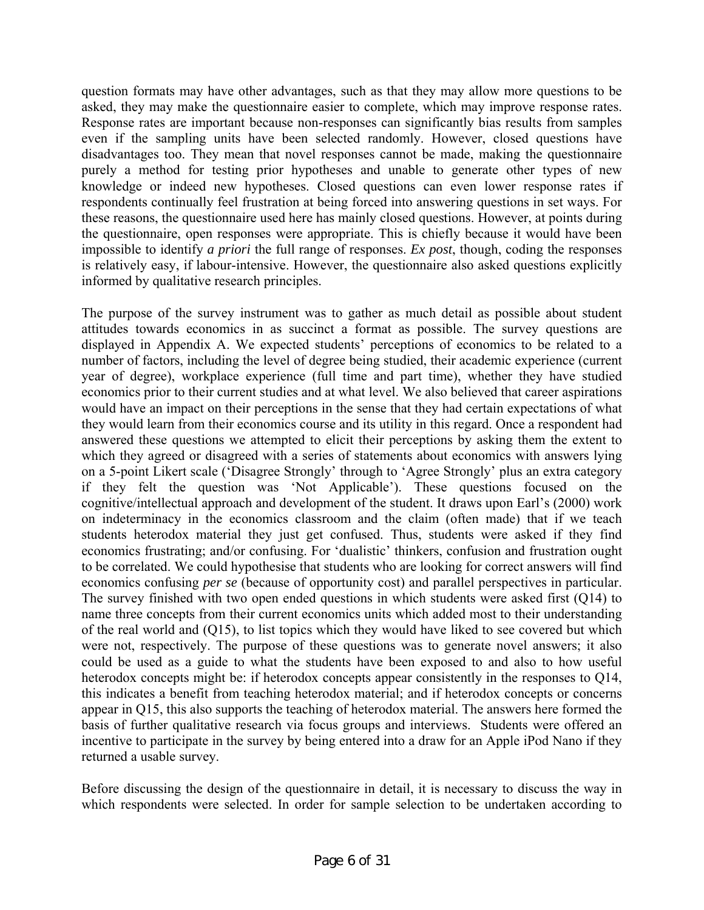question formats may have other advantages, such as that they may allow more questions to be asked, they may make the questionnaire easier to complete, which may improve response rates. Response rates are important because non-responses can significantly bias results from samples even if the sampling units have been selected randomly. However, closed questions have disadvantages too. They mean that novel responses cannot be made, making the questionnaire purely a method for testing prior hypotheses and unable to generate other types of new knowledge or indeed new hypotheses. Closed questions can even lower response rates if respondents continually feel frustration at being forced into answering questions in set ways. For these reasons, the questionnaire used here has mainly closed questions. However, at points during the questionnaire, open responses were appropriate. This is chiefly because it would have been impossible to identify *a priori* the full range of responses. *Ex post*, though, coding the responses is relatively easy, if labour-intensive. However, the questionnaire also asked questions explicitly informed by qualitative research principles.

The purpose of the survey instrument was to gather as much detail as possible about student attitudes towards economics in as succinct a format as possible. The survey questions are displayed in Appendix A. We expected students' perceptions of economics to be related to a number of factors, including the level of degree being studied, their academic experience (current year of degree), workplace experience (full time and part time), whether they have studied economics prior to their current studies and at what level. We also believed that career aspirations would have an impact on their perceptions in the sense that they had certain expectations of what they would learn from their economics course and its utility in this regard. Once a respondent had answered these questions we attempted to elicit their perceptions by asking them the extent to which they agreed or disagreed with a series of statements about economics with answers lying on a 5-point Likert scale ('Disagree Strongly' through to 'Agree Strongly' plus an extra category if they felt the question was 'Not Applicable'). These questions focused on the cognitive/intellectual approach and development of the student. It draws upon Earl's (2000) work on indeterminacy in the economics classroom and the claim (often made) that if we teach students heterodox material they just get confused. Thus, students were asked if they find economics frustrating; and/or confusing. For 'dualistic' thinkers, confusion and frustration ought to be correlated. We could hypothesise that students who are looking for correct answers will find economics confusing *per se* (because of opportunity cost) and parallel perspectives in particular. The survey finished with two open ended questions in which students were asked first (Q14) to name three concepts from their current economics units which added most to their understanding of the real world and (Q15), to list topics which they would have liked to see covered but which were not, respectively. The purpose of these questions was to generate novel answers; it also could be used as a guide to what the students have been exposed to and also to how useful heterodox concepts might be: if heterodox concepts appear consistently in the responses to Q14, this indicates a benefit from teaching heterodox material; and if heterodox concepts or concerns appear in Q15, this also supports the teaching of heterodox material. The answers here formed the basis of further qualitative research via focus groups and interviews. Students were offered an incentive to participate in the survey by being entered into a draw for an Apple iPod Nano if they returned a usable survey.

Before discussing the design of the questionnaire in detail, it is necessary to discuss the way in which respondents were selected. In order for sample selection to be undertaken according to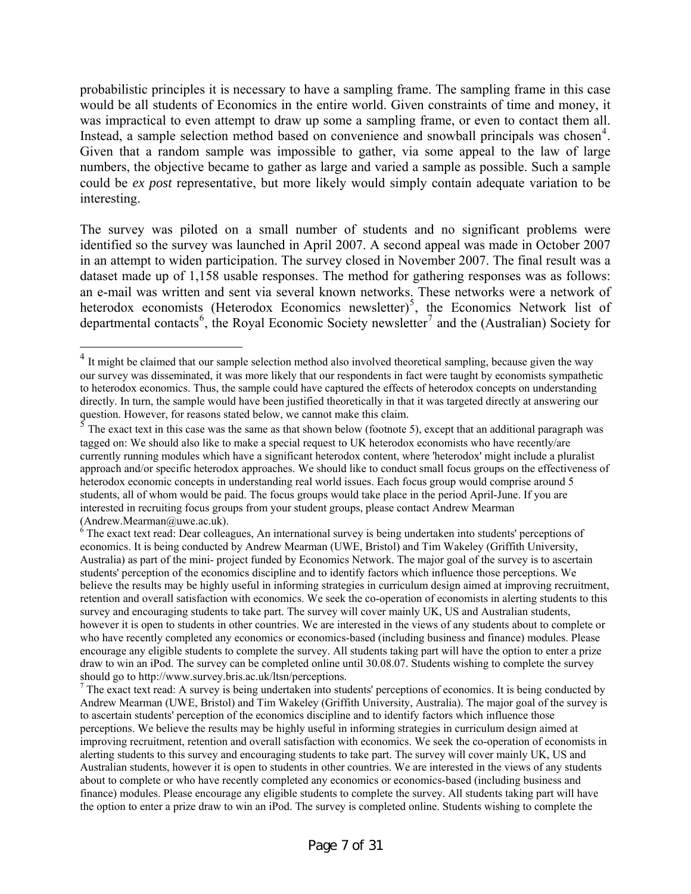probabilistic principles it is necessary to have a sampling frame. The sampling frame in this case would be all students of Economics in the entire world. Given constraints of time and money, it was impractical to even attempt to draw up some a sampling frame, or even to contact them all. Instead, a sample selection method based on convenience and snowball principals was chosen[4]. Given that a random sample was impossible to gather, via some appeal to the law of large numbers, the objective became to gather as large and varied a sample as possible. Such a sample could be *ex post* representative, but more likely would simply contain adequate variation to be interesting.

The survey was piloted on a small number of students and no significant problems were identified so the survey was launched in April 2007. A second appeal was made in October 2007 in an attempt to widen participation. The survey closed in November 2007. The final result was a dataset made up of 1,158 usable responses. The method for gathering responses was as follows: an e-mail was written and sent via several known networks. These networks were a network of heterodox economists (Heterodox Economics newsletter)[5], the Economics Network list of departmental contacts[6], the Royal Economic Society newsletter[7] and the (Australian) Society for

---

[4] It might be claimed that our sample selection method also involved theoretical sampling, because given the way our survey was disseminated, it was more likely that our respondents in fact were taught by economists sympathetic to heterodox economics. Thus, the sample could have captured the effects of heterodox concepts on understanding directly. In turn, the sample would have been justified theoretically in that it was targeted directly at answering our question. However, for reasons stated below, we cannot make this claim.

[5] The exact text in this case was the same as that shown below (footnote 5), except that an additional paragraph was tagged on: We should also like to make a special request to UK heterodox economists who have recently/are currently running modules which have a significant heterodox content, where 'heterodox' might include a pluralist approach and/or specific heterodox approaches. We should like to conduct small focus groups on the effectiveness of heterodox economic concepts in understanding real world issues. Each focus group would comprise around 5 students, all of whom would be paid. The focus groups would take place in the period April-June. If you are interested in recruiting focus groups from your student groups, please contact Andrew Mearman (Andrew.Mearman@uwe.ac.uk).

[6] The exact text read: Dear colleagues, An international survey is being undertaken into students' perceptions of economics. It is being conducted by Andrew Mearman (UWE, Bristol) and Tim Wakeley (Griffith University, Australia) as part of the mini- project funded by Economics Network. The major goal of the survey is to ascertain students' perception of the economics discipline and to identify factors which influence those perceptions. We believe the results may be highly useful in informing strategies in curriculum design aimed at improving recruitment, retention and overall satisfaction with economics. We seek the co-operation of economists in alerting students to this survey and encouraging students to take part. The survey will cover mainly UK, US and Australian students, however it is open to students in other countries. We are interested in the views of any students about to complete or who have recently completed any economics or economics-based (including business and finance) modules. Please encourage any eligible students to complete the survey. All students taking part will have the option to enter a prize draw to win an iPod. The survey can be completed online until 30.08.07. Students wishing to complete the survey should go to http://www.survey.bris.ac.uk/ltsn/perceptions.

[7] The exact text read: A survey is being undertaken into students' perceptions of economics. It is being conducted by Andrew Mearman (UWE, Bristol) and Tim Wakeley (Griffith University, Australia). The major goal of the survey is to ascertain students' perception of the economics discipline and to identify factors which influence those perceptions. We believe the results may be highly useful in informing strategies in curriculum design aimed at improving recruitment, retention and overall satisfaction with economics. We seek the co-operation of economists in alerting students to this survey and encouraging students to take part. The survey will cover mainly UK, US and Australian students, however it is open to students in other countries. We are interested in the views of any students about to complete or who have recently completed any economics or economics-based (including business and finance) modules. Please encourage any eligible students to complete the survey. All students taking part will have the option to enter a prize draw to win an iPod. The survey is completed online. Students wishing to complete the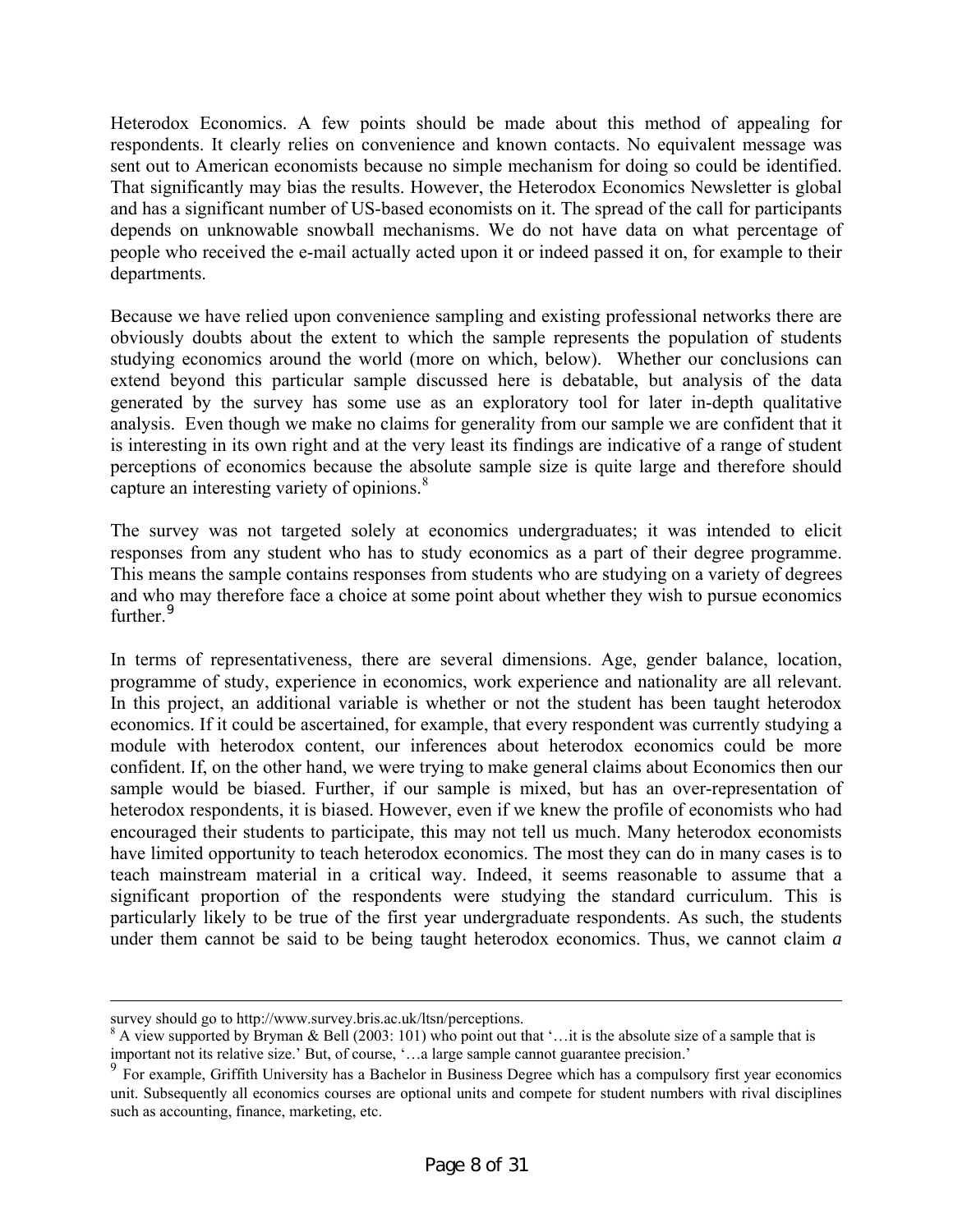Heterodox Economics. A few points should be made about this method of appealing for respondents. It clearly relies on convenience and known contacts. No equivalent message was sent out to American economists because no simple mechanism for doing so could be identified. That significantly may bias the results. However, the Heterodox Economics Newsletter is global and has a significant number of US-based economists on it. The spread of the call for participants depends on unknowable snowball mechanisms. We do not have data on what percentage of people who received the e-mail actually acted upon it or indeed passed it on, for example to their departments.

Because we have relied upon convenience sampling and existing professional networks there are obviously doubts about the extent to which the sample represents the population of students studying economics around the world (more on which, below). Whether our conclusions can extend beyond this particular sample discussed here is debatable, but analysis of the data generated by the survey has some use as an exploratory tool for later in-depth qualitative analysis. Even though we make no claims for generality from our sample we are confident that it is interesting in its own right and at the very least its findings are indicative of a range of student perceptions of economics because the absolute sample size is quite large and therefore should capture an interesting variety of opinions.[8]

The survey was not targeted solely at economics undergraduates; it was intended to elicit responses from any student who has to study economics as a part of their degree programme. This means the sample contains responses from students who are studying on a variety of degrees and who may therefore face a choice at some point about whether they wish to pursue economics further.[9]

In terms of representativeness, there are several dimensions. Age, gender balance, location, programme of study, experience in economics, work experience and nationality are all relevant. In this project, an additional variable is whether or not the student has been taught heterodox economics. If it could be ascertained, for example, that every respondent was currently studying a module with heterodox content, our inferences about heterodox economics could be more confident. If, on the other hand, we were trying to make general claims about Economics then our sample would be biased. Further, if our sample is mixed, but has an over-representation of heterodox respondents, it is biased. However, even if we knew the profile of economists who had encouraged their students to participate, this may not tell us much. Many heterodox economists have limited opportunity to teach heterodox economics. The most they can do in many cases is to teach mainstream material in a critical way. Indeed, it seems reasonable to assume that a significant proportion of the respondents were studying the standard curriculum. This is particularly likely to be true of the first year undergraduate respondents. As such, the students under them cannot be said to be being taught heterodox economics. Thus, we cannot claim *a*

---

survey should go to http://www.survey.bris.ac.uk/ltsn/perceptions.

[8] A view supported by Bryman & Bell (2003: 101) who point out that '…it is the absolute size of a sample that is important not its relative size.' But, of course, '…a large sample cannot guarantee precision.'

[9] For example, Griffith University has a Bachelor in Business Degree which has a compulsory first year economics unit. Subsequently all economics courses are optional units and compete for student numbers with rival disciplines such as accounting, finance, marketing, etc.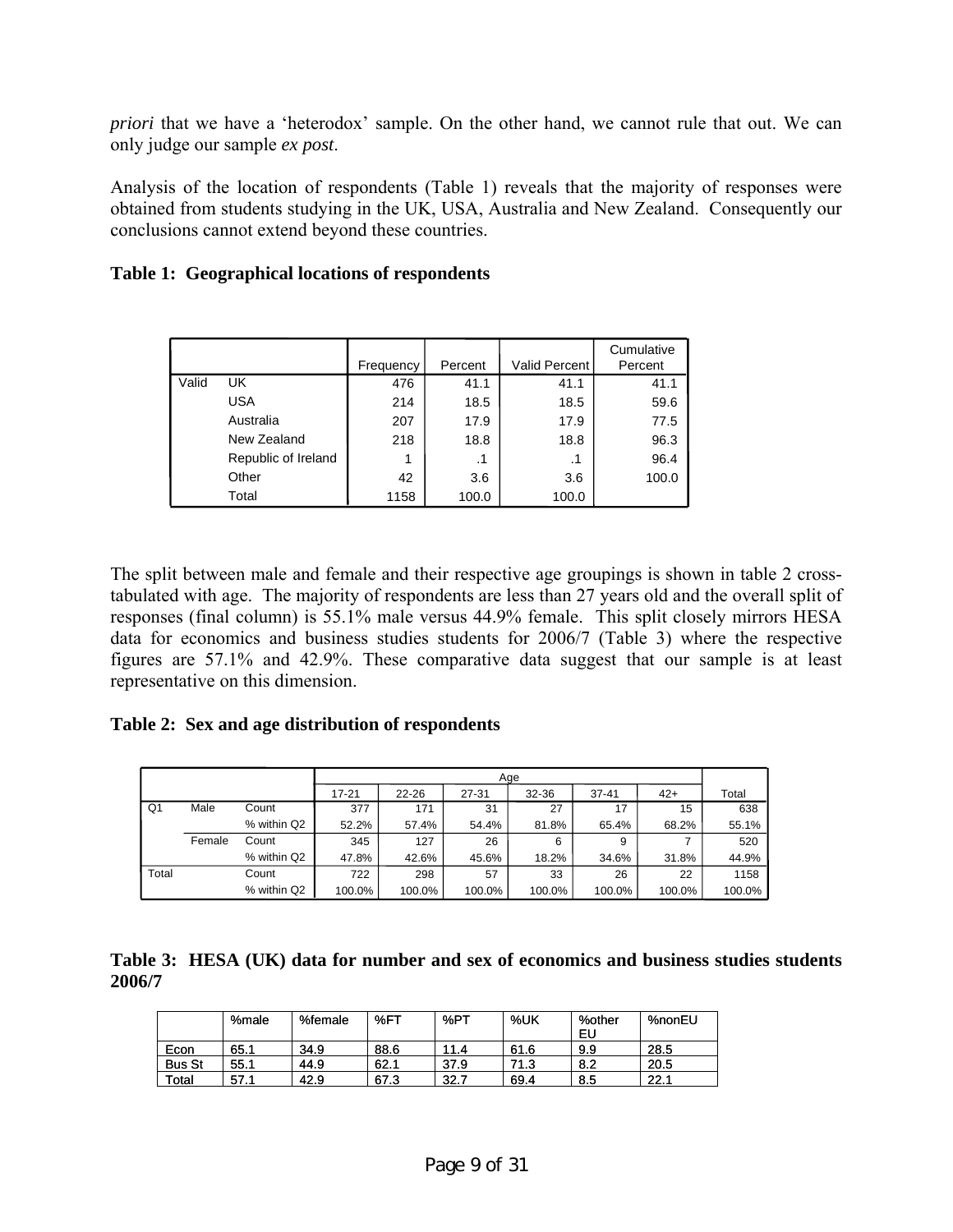*priori* that we have a 'heterodox' sample. On the other hand, we cannot rule that out. We can only judge our sample *ex post*.

Analysis of the location of respondents (Table 1) reveals that the majority of responses were obtained from students studying in the UK, USA, Australia and New Zealand. Consequently our conclusions cannot extend beyond these countries.

**Table 1: Geographical locations of respondents**

| | | Frequency | Percent | Valid Percent | Cumulative Percent |
|---|---|---|---|---|---|
| Valid | UK | 476 | 41.1 | 41.1 | 41.1 |
| | USA | 214 | 18.5 | 18.5 | 59.6 |
| | Australia | 207 | 17.9 | 17.9 | 77.5 |
| | New Zealand | 218 | 18.8 | 18.8 | 96.3 |
| | Republic of Ireland | 1 | .1 | .1 | 96.4 |
| | Other | 42 | 3.6 | 3.6 | 100.0 |
| | Total | 1158 | 100.0 | 100.0 | |

The split between male and female and their respective age groupings is shown in table 2 cross-tabulated with age. The majority of respondents are less than 27 years old and the overall split of responses (final column) is 55.1% male versus 44.9% female. This split closely mirrors HESA data for economics and business studies students for 2006/7 (Table 3) where the respective figures are 57.1% and 42.9%. These comparative data suggest that our sample is at least representative on this dimension.

**Table 2: Sex and age distribution of respondents**

| | | | Age | | | | | | |
|---|---|---|---|---|---|---|---|---|---|
| | | | 17-21 | 22-26 | 27-31 | 32-36 | 37-41 | 42+ | Total |
| Q1 | Male | Count | 377 | 171 | 31 | 27 | 17 | 15 | 638 |
| | | % within Q2 | 52.2% | 57.4% | 54.4% | 81.8% | 65.4% | 68.2% | 55.1% |
| | Female | Count | 345 | 127 | 26 | 6 | 9 | 7 | 520 |
| | | % within Q2 | 47.8% | 42.6% | 45.6% | 18.2% | 34.6% | 31.8% | 44.9% |
| Total | | Count | 722 | 298 | 57 | 33 | 26 | 22 | 1158 |
| | | % within Q2 | 100.0% | 100.0% | 100.0% | 100.0% | 100.0% | 100.0% | 100.0% |

**Table 3: HESA (UK) data for number and sex of economics and business studies students 2006/7**

| | %male | %female | %FT | %PT | %UK | %other EU | %nonEU |
|---|---|---|---|---|---|---|---|
| Econ | 65.1 | 34.9 | 88.6 | 11.4 | 61.6 | 9.9 | 28.5 |
| Bus St | 55.1 | 44.9 | 62.1 | 37.9 | 71.3 | 8.2 | 20.5 |
| Total | 57.1 | 42.9 | 67.3 | 32.7 | 69.4 | 8.5 | 22.1 |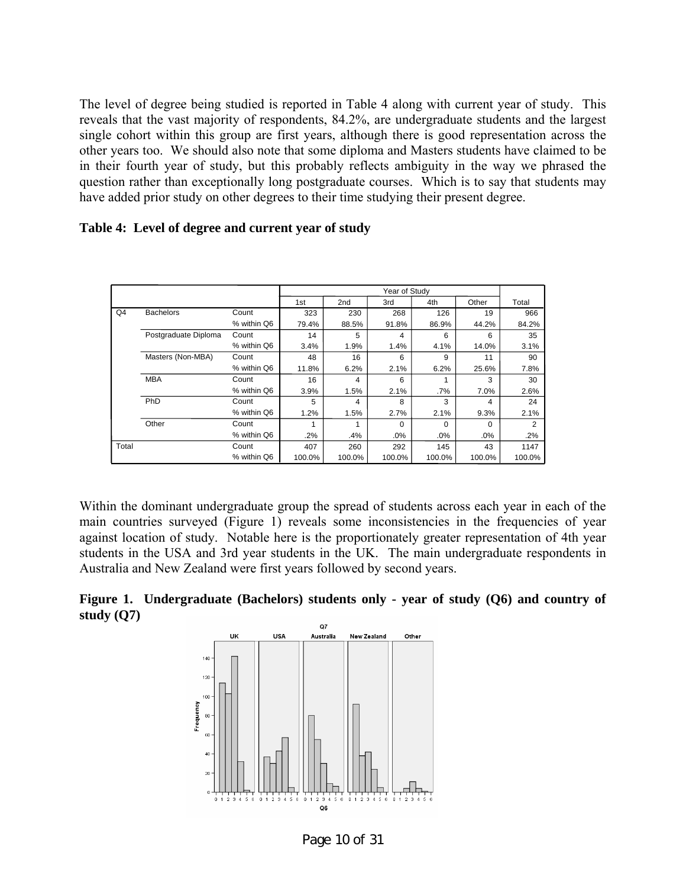The level of degree being studied is reported in Table 4 along with current year of study. This reveals that the vast majority of respondents, 84.2%, are undergraduate students and the largest single cohort within this group are first years, although there is good representation across the other years too. We should also note that some diploma and Masters students have claimed to be in their fourth year of study, but this probably reflects ambiguity in the way we phrased the question rather than exceptionally long postgraduate courses. Which is to say that students may have added prior study on other degrees to their time studying their present degree.

**Table 4: Level of degree and current year of study**

| | | | Year of Study | | | | | |
|---|---|---|---|---|---|---|---|---|
| | | | 1st | 2nd | 3rd | 4th | Other | Total |
| Q4 | Bachelors | Count | 323 | 230 | 268 | 126 | 19 | 966 |
| | | % within Q6 | 79.4% | 88.5% | 91.8% | 86.9% | 44.2% | 84.2% |
| | Postgraduate Diploma | Count | 14 | 5 | 4 | 6 | 6 | 35 |
| | | % within Q6 | 3.4% | 1.9% | 1.4% | 4.1% | 14.0% | 3.1% |
| | Masters (Non-MBA) | Count | 48 | 16 | 6 | 9 | 11 | 90 |
| | | % within Q6 | 11.8% | 6.2% | 2.1% | 6.2% | 25.6% | 7.8% |
| | MBA | Count | 16 | 4 | 6 | 1 | 3 | 30 |
| | | % within Q6 | 3.9% | 1.5% | 2.1% | .7% | 7.0% | 2.6% |
| | PhD | Count | 5 | 4 | 8 | 3 | 4 | 24 |
| | | % within Q6 | 1.2% | 1.5% | 2.7% | 2.1% | 9.3% | 2.1% |
| | Other | Count | 1 | 1 | 0 | 0 | 0 | 2 |
| | | % within Q6 | .2% | .4% | .0% | .0% | .0% | .2% |
| Total | | Count | 407 | 260 | 292 | 145 | 43 | 1147 |
| | | % within Q6 | 100.0% | 100.0% | 100.0% | 100.0% | 100.0% | 100.0% |

Within the dominant undergraduate group the spread of students across each year in each of the main countries surveyed (Figure 1) reveals some inconsistencies in the frequencies of year against location of study. Notable here is the proportionately greater representation of 4th year students in the USA and 3rd year students in the UK. The main undergraduate respondents in Australia and New Zealand were first years followed by second years.

**Figure 1. Undergraduate (Bachelors) students only - year of study (Q6) and country of study (Q7)**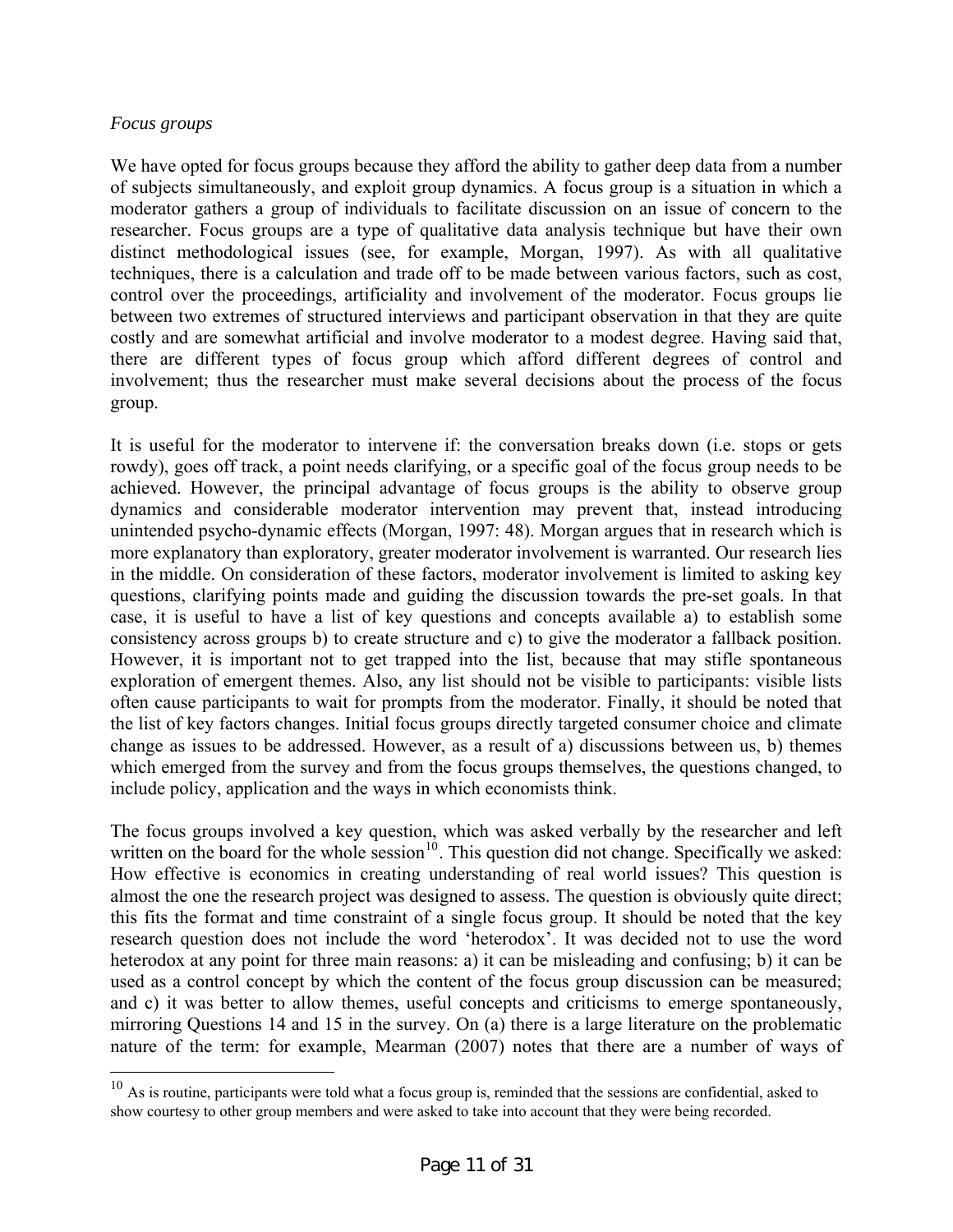*Focus groups*

We have opted for focus groups because they afford the ability to gather deep data from a number of subjects simultaneously, and exploit group dynamics. A focus group is a situation in which a moderator gathers a group of individuals to facilitate discussion on an issue of concern to the researcher. Focus groups are a type of qualitative data analysis technique but have their own distinct methodological issues (see, for example, Morgan, 1997). As with all qualitative techniques, there is a calculation and trade off to be made between various factors, such as cost, control over the proceedings, artificiality and involvement of the moderator. Focus groups lie between two extremes of structured interviews and participant observation in that they are quite costly and are somewhat artificial and involve moderator to a modest degree. Having said that, there are different types of focus group which afford different degrees of control and involvement; thus the researcher must make several decisions about the process of the focus group.

It is useful for the moderator to intervene if: the conversation breaks down (i.e. stops or gets rowdy), goes off track, a point needs clarifying, or a specific goal of the focus group needs to be achieved. However, the principal advantage of focus groups is the ability to observe group dynamics and considerable moderator intervention may prevent that, instead introducing unintended psycho-dynamic effects (Morgan, 1997: 48). Morgan argues that in research which is more explanatory than exploratory, greater moderator involvement is warranted. Our research lies in the middle. On consideration of these factors, moderator involvement is limited to asking key questions, clarifying points made and guiding the discussion towards the pre-set goals. In that case, it is useful to have a list of key questions and concepts available a) to establish some consistency across groups b) to create structure and c) to give the moderator a fallback position. However, it is important not to get trapped into the list, because that may stifle spontaneous exploration of emergent themes. Also, any list should not be visible to participants: visible lists often cause participants to wait for prompts from the moderator. Finally, it should be noted that the list of key factors changes. Initial focus groups directly targeted consumer choice and climate change as issues to be addressed. However, as a result of a) discussions between us, b) themes which emerged from the survey and from the focus groups themselves, the questions changed, to include policy, application and the ways in which economists think.

The focus groups involved a key question, which was asked verbally by the researcher and left written on the board for the whole session[10]. This question did not change. Specifically we asked: How effective is economics in creating understanding of real world issues? This question is almost the one the research project was designed to assess. The question is obviously quite direct; this fits the format and time constraint of a single focus group. It should be noted that the key research question does not include the word 'heterodox'. It was decided not to use the word heterodox at any point for three main reasons: a) it can be misleading and confusing; b) it can be used as a control concept by which the content of the focus group discussion can be measured; and c) it was better to allow themes, useful concepts and criticisms to emerge spontaneously, mirroring Questions 14 and 15 in the survey. On (a) there is a large literature on the problematic nature of the term: for example, Mearman (2007) notes that there are a number of ways of

---

[10] As is routine, participants were told what a focus group is, reminded that the sessions are confidential, asked to show courtesy to other group members and were asked to take into account that they were being recorded.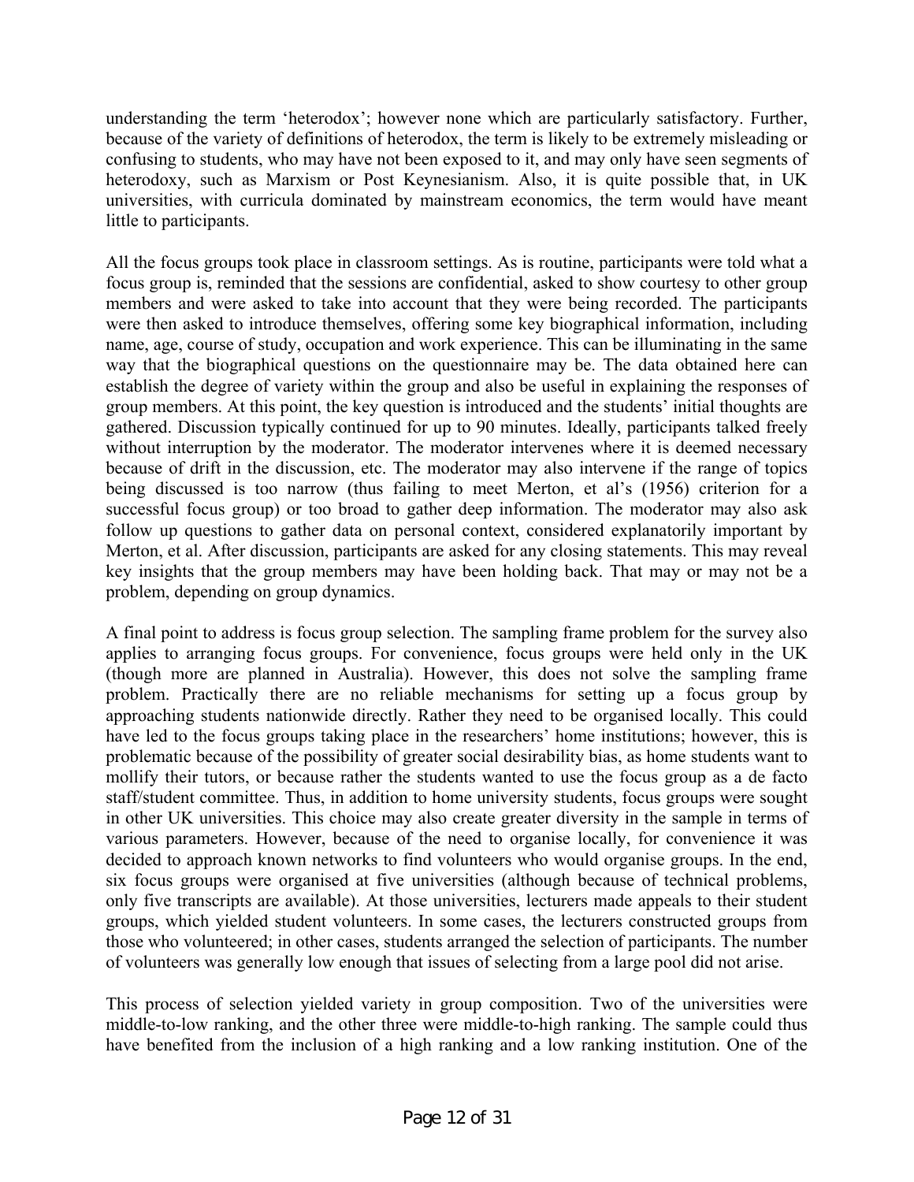understanding the term 'heterodox'; however none which are particularly satisfactory. Further, because of the variety of definitions of heterodox, the term is likely to be extremely misleading or confusing to students, who may have not been exposed to it, and may only have seen segments of heterodoxy, such as Marxism or Post Keynesianism. Also, it is quite possible that, in UK universities, with curricula dominated by mainstream economics, the term would have meant little to participants.

All the focus groups took place in classroom settings. As is routine, participants were told what a focus group is, reminded that the sessions are confidential, asked to show courtesy to other group members and were asked to take into account that they were being recorded. The participants were then asked to introduce themselves, offering some key biographical information, including name, age, course of study, occupation and work experience. This can be illuminating in the same way that the biographical questions on the questionnaire may be. The data obtained here can establish the degree of variety within the group and also be useful in explaining the responses of group members. At this point, the key question is introduced and the students' initial thoughts are gathered. Discussion typically continued for up to 90 minutes. Ideally, participants talked freely without interruption by the moderator. The moderator intervenes where it is deemed necessary because of drift in the discussion, etc. The moderator may also intervene if the range of topics being discussed is too narrow (thus failing to meet Merton, et al's (1956) criterion for a successful focus group) or too broad to gather deep information. The moderator may also ask follow up questions to gather data on personal context, considered explanatorily important by Merton, et al. After discussion, participants are asked for any closing statements. This may reveal key insights that the group members may have been holding back. That may or may not be a problem, depending on group dynamics.

A final point to address is focus group selection. The sampling frame problem for the survey also applies to arranging focus groups. For convenience, focus groups were held only in the UK (though more are planned in Australia). However, this does not solve the sampling frame problem. Practically there are no reliable mechanisms for setting up a focus group by approaching students nationwide directly. Rather they need to be organised locally. This could have led to the focus groups taking place in the researchers' home institutions; however, this is problematic because of the possibility of greater social desirability bias, as home students want to mollify their tutors, or because rather the students wanted to use the focus group as a de facto staff/student committee. Thus, in addition to home university students, focus groups were sought in other UK universities. This choice may also create greater diversity in the sample in terms of various parameters. However, because of the need to organise locally, for convenience it was decided to approach known networks to find volunteers who would organise groups. In the end, six focus groups were organised at five universities (although because of technical problems, only five transcripts are available). At those universities, lecturers made appeals to their student groups, which yielded student volunteers. In some cases, the lecturers constructed groups from those who volunteered; in other cases, students arranged the selection of participants. The number of volunteers was generally low enough that issues of selecting from a large pool did not arise.

This process of selection yielded variety in group composition. Two of the universities were middle-to-low ranking, and the other three were middle-to-high ranking. The sample could thus have benefited from the inclusion of a high ranking and a low ranking institution. One of the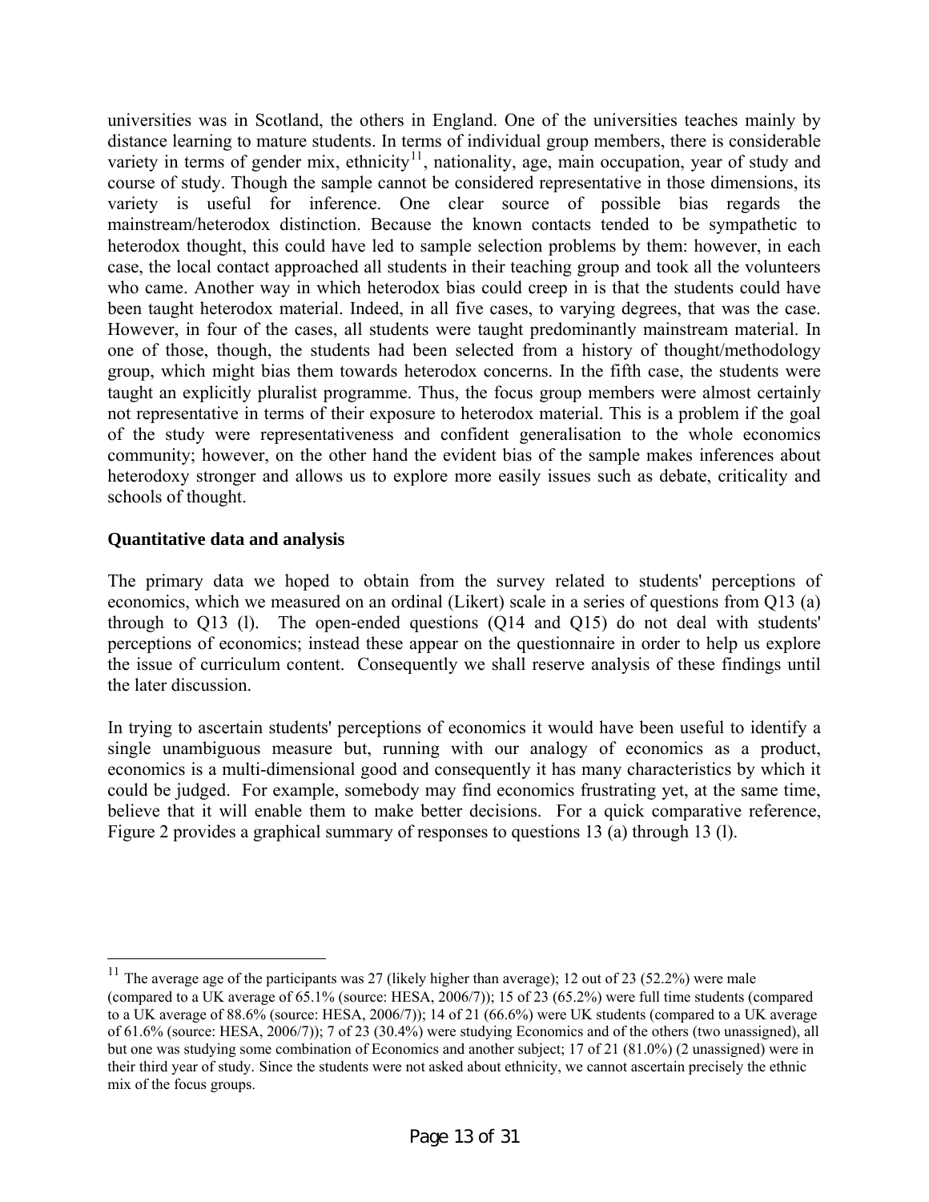universities was in Scotland, the others in England. One of the universities teaches mainly by distance learning to mature students. In terms of individual group members, there is considerable variety in terms of gender mix, ethnicity[11], nationality, age, main occupation, year of study and course of study. Though the sample cannot be considered representative in those dimensions, its variety is useful for inference. One clear source of possible bias regards the mainstream/heterodox distinction. Because the known contacts tended to be sympathetic to heterodox thought, this could have led to sample selection problems by them: however, in each case, the local contact approached all students in their teaching group and took all the volunteers who came. Another way in which heterodox bias could creep in is that the students could have been taught heterodox material. Indeed, in all five cases, to varying degrees, that was the case. However, in four of the cases, all students were taught predominantly mainstream material. In one of those, though, the students had been selected from a history of thought/methodology group, which might bias them towards heterodox concerns. In the fifth case, the students were taught an explicitly pluralist programme. Thus, the focus group members were almost certainly not representative in terms of their exposure to heterodox material. This is a problem if the goal of the study were representativeness and confident generalisation to the whole economics community; however, on the other hand the evident bias of the sample makes inferences about heterodoxy stronger and allows us to explore more easily issues such as debate, criticality and schools of thought.

### Quantitative data and analysis

The primary data we hoped to obtain from the survey related to students' perceptions of economics, which we measured on an ordinal (Likert) scale in a series of questions from Q13 (a) through to Q13 (l). The open-ended questions (Q14 and Q15) do not deal with students' perceptions of economics; instead these appear on the questionnaire in order to help us explore the issue of curriculum content. Consequently we shall reserve analysis of these findings until the later discussion.

In trying to ascertain students' perceptions of economics it would have been useful to identify a single unambiguous measure but, running with our analogy of economics as a product, economics is a multi-dimensional good and consequently it has many characteristics by which it could be judged. For example, somebody may find economics frustrating yet, at the same time, believe that it will enable them to make better decisions. For a quick comparative reference, Figure 2 provides a graphical summary of responses to questions 13 (a) through 13 (l).

---

[11] The average age of the participants was 27 (likely higher than average); 12 out of 23 (52.2%) were male (compared to a UK average of 65.1% (source: HESA, 2006/7)); 15 of 23 (65.2%) were full time students (compared to a UK average of 88.6% (source: HESA, 2006/7)); 14 of 21 (66.6%) were UK students (compared to a UK average of 61.6% (source: HESA, 2006/7)); 7 of 23 (30.4%) were studying Economics and of the others (two unassigned), all but one was studying some combination of Economics and another subject; 17 of 21 (81.0%) (2 unassigned) were in their third year of study. Since the students were not asked about ethnicity, we cannot ascertain precisely the ethnic mix of the focus groups.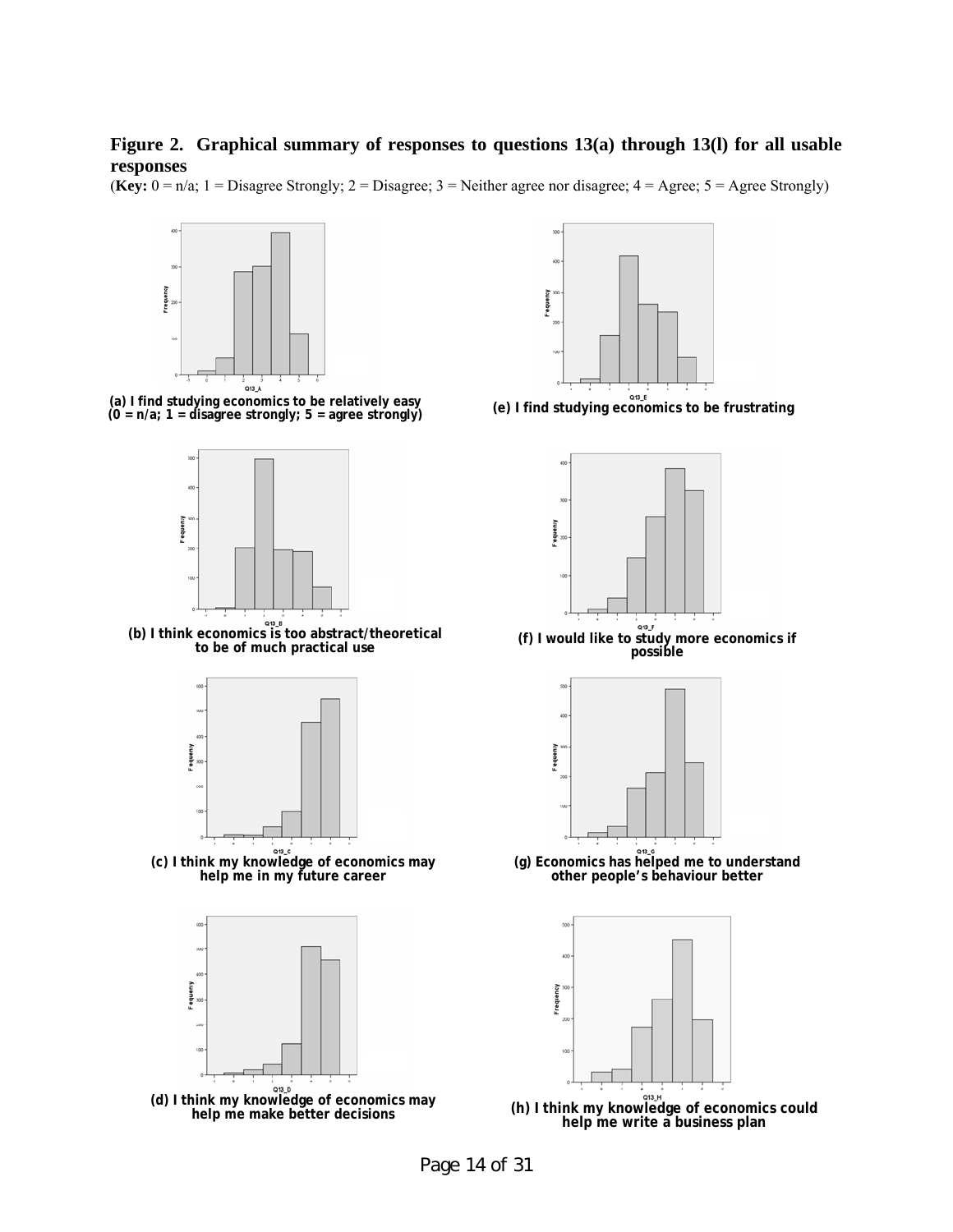**Figure 2. Graphical summary of responses to questions 13(a) through 13(l) for all usable responses**

(**Key:** 0 = n/a; 1 = Disagree Strongly; 2 = Disagree; 3 = Neither agree nor disagree; 4 = Agree; 5 = Agree Strongly)

(a) I find studying economics to be relatively easy (0 = n/a; 1 = disagree strongly; 5 = agree strongly)

(e) I find studying economics to be frustrating

(b) I think economics is too abstract/theoretical to be of much practical use

(f) I would like to study more economics if possible

(c) I think my knowledge of economics may help me in my future career

(g) Economics has helped me to understand other people's behaviour better

(d) I think my knowledge of economics may help me make better decisions

(h) I think my knowledge of economics could help me write a business plan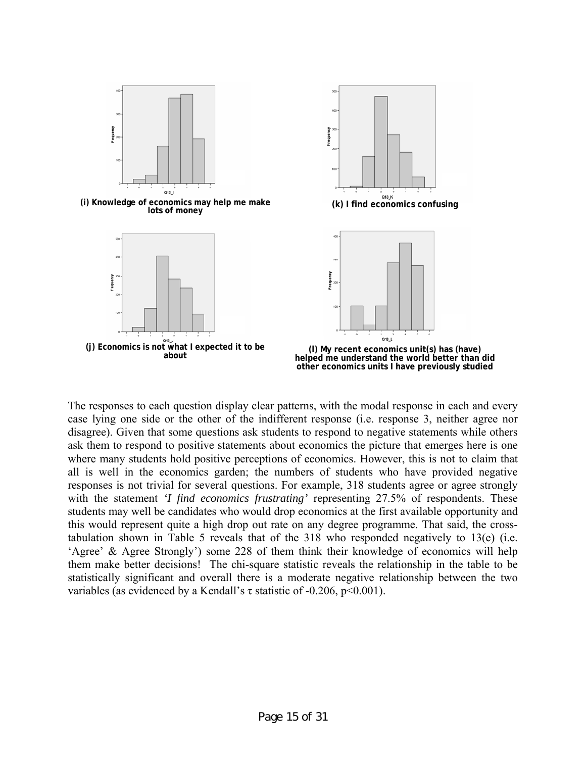(i) Knowledge of economics may help me make lots of money

(k) I find economics confusing

(j) Economics is not what I expected it to be about

(l) My recent economics unit(s) has (have) helped me understand the world better than did other economics units I have previously studied

The responses to each question display clear patterns, with the modal response in each and every case lying one side or the other of the indifferent response (i.e. response 3, neither agree nor disagree). Given that some questions ask students to respond to negative statements while others ask them to respond to positive statements about economics the picture that emerges here is one where many students hold positive perceptions of economics. However, this is not to claim that all is well in the economics garden; the numbers of students who have provided negative responses is not trivial for several questions. For example, 318 students agree or agree strongly with the statement *'I find economics frustrating'* representing 27.5% of respondents. These students may well be candidates who would drop economics at the first available opportunity and this would represent quite a high drop out rate on any degree programme. That said, the cross-tabulation shown in Table 5 reveals that of the 318 who responded negatively to 13(e) (i.e. 'Agree' & Agree Strongly') some 228 of them think their knowledge of economics will help them make better decisions! The chi-square statistic reveals the relationship in the table to be statistically significant and overall there is a moderate negative relationship between the two variables (as evidenced by a Kendall's $\tau$ statistic of -0.206, $p<0.001$).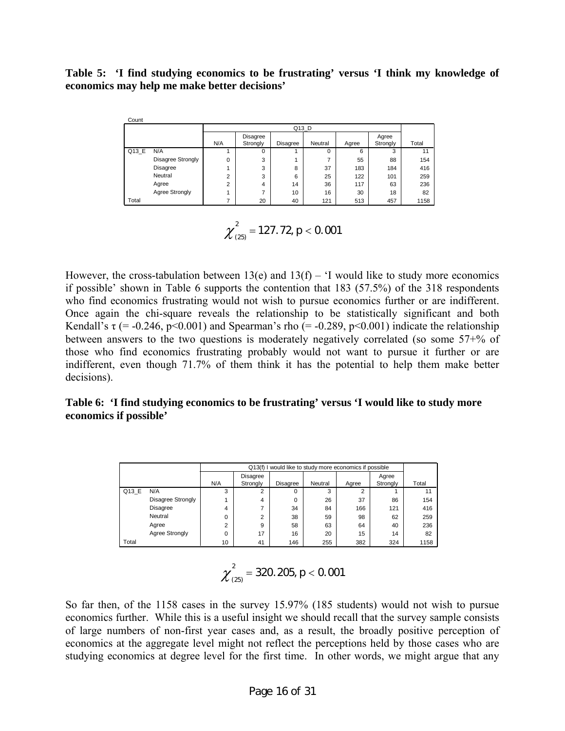**Table 5: 'I find studying economics to be frustrating' versus 'I think my knowledge of economics may help me make better decisions'**

Count

| | | Q13_D | | | | | | |
|---|---|---|---|---|---|---|---|---|
| | | N/A | Disagree Strongly | Disagree | Neutral | Agree | Agree Strongly | Total |
| Q13_E | N/A | 1 | 0 | 1 | 0 | 6 | 3 | 11 |
| | Disagree Strongly | 0 | 3 | 1 | 7 | 55 | 88 | 154 |
| | Disagree | 1 | 3 | 8 | 37 | 183 | 184 | 416 |
| | Neutral | 2 | 3 | 6 | 25 | 122 | 101 | 259 |
| | Agree | 2 | 4 | 14 | 36 | 117 | 63 | 236 |
| | Agree Strongly | 1 | 7 | 10 | 16 | 30 | 18 | 82 |
| Total | | 7 | 20 | 40 | 121 | 513 | 457 | 1158 |

$$\chi^2_{(25)} = 127.72, p < 0.001$$

However, the cross-tabulation between 13(e) and 13(f) – 'I would like to study more economics if possible' shown in Table 6 supports the contention that 183 (57.5%) of the 318 respondents who find economics frustrating would not wish to pursue economics further or are indifferent. Once again the chi-square reveals the relationship to be statistically significant and both Kendall's $\tau$ (= -0.246, $p<0.001$) and Spearman's rho (= -0.289, $p<0.001$) indicate the relationship between answers to the two questions is moderately negatively correlated (so some 57+% of those who find economics frustrating probably would not want to pursue it further or are indifferent, even though 71.7% of them think it has the potential to help them make better decisions).

**Table 6: 'I find studying economics to be frustrating' versus 'I would like to study more economics if possible'**

| | | Q13(f) I would like to study more economics if possible | | | | | | |
|---|---|---|---|---|---|---|---|---|
| | | N/A | Disagree Strongly | Disagree | Neutral | Agree | Agree Strongly | Total |
| Q13_E | N/A | 3 | 2 | 0 | 3 | 2 | 1 | 11 |
| | Disagree Strongly | 1 | 4 | 0 | 26 | 37 | 86 | 154 |
| | Disagree | 4 | 7 | 34 | 84 | 166 | 121 | 416 |
| | Neutral | 0 | 2 | 38 | 59 | 98 | 62 | 259 |
| | Agree | 2 | 9 | 58 | 63 | 64 | 40 | 236 |
| | Agree Strongly | 0 | 17 | 16 | 20 | 15 | 14 | 82 |
| Total | | 10 | 41 | 146 | 255 | 382 | 324 | 1158 |

$$\chi^2_{(25)} = 320.205, p < 0.001$$

So far then, of the 1158 cases in the survey 15.97% (185 students) would not wish to pursue economics further. While this is a useful insight we should recall that the survey sample consists of large numbers of non-first year cases and, as a result, the broadly positive perception of economics at the aggregate level might not reflect the perceptions held by those cases who are studying economics at degree level for the first time. In other words, we might argue that any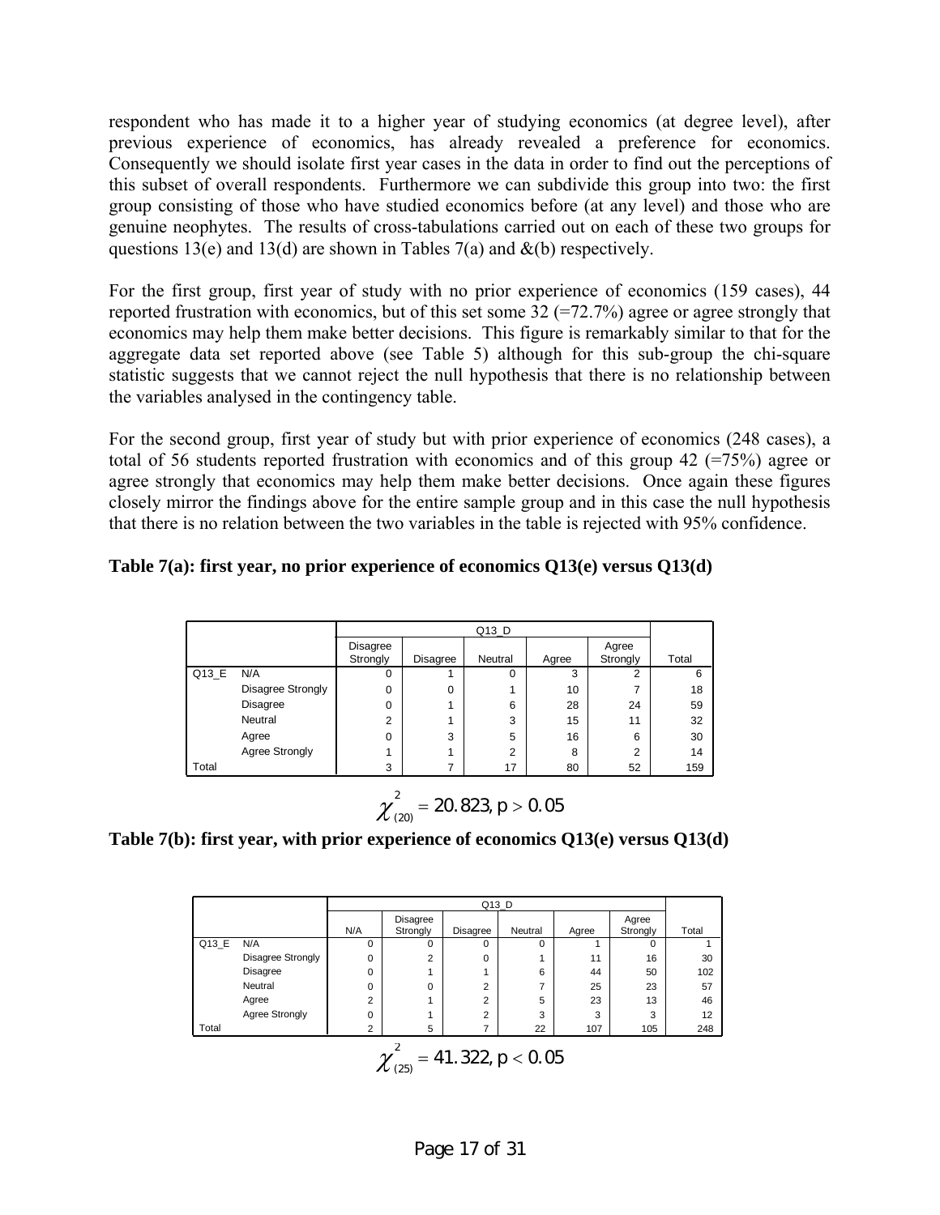respondent who has made it to a higher year of studying economics (at degree level), after previous experience of economics, has already revealed a preference for economics. Consequently we should isolate first year cases in the data in order to find out the perceptions of this subset of overall respondents. Furthermore we can subdivide this group into two: the first group consisting of those who have studied economics before (at any level) and those who are genuine neophytes. The results of cross-tabulations carried out on each of these two groups for questions 13(e) and 13(d) are shown in Tables 7(a) and &(b) respectively.

For the first group, first year of study with no prior experience of economics (159 cases), 44 reported frustration with economics, but of this set some 32 (=72.7%) agree or agree strongly that economics may help them make better decisions. This figure is remarkably similar to that for the aggregate data set reported above (see Table 5) although for this sub-group the chi-square statistic suggests that we cannot reject the null hypothesis that there is no relationship between the variables analysed in the contingency table.

For the second group, first year of study but with prior experience of economics (248 cases), a total of 56 students reported frustration with economics and of this group 42 (=75%) agree or agree strongly that economics may help them make better decisions. Once again these figures closely mirror the findings above for the entire sample group and in this case the null hypothesis that there is no relation between the two variables in the table is rejected with 95% confidence.

**Table 7(a): first year, no prior experience of economics Q13(e) versus Q13(d)**

| | | Q13_D | | | | | |
|---|---|---|---|---|---|---|---|
| | | Disagree Strongly | Disagree | Neutral | Agree | Agree Strongly | Total |
| Q13_E | N/A | 0 | 1 | 0 | 3 | 2 | 6 |
| | Disagree Strongly | 0 | 0 | 1 | 10 | 7 | 18 |
| | Disagree | 0 | 1 | 6 | 28 | 24 | 59 |
| | Neutral | 2 | 1 | 3 | 15 | 11 | 32 |
| | Agree | 0 | 3 | 5 | 16 | 6 | 30 |
| | Agree Strongly | 1 | 1 | 2 | 8 | 2 | 14 |
| Total | | 3 | 7 | 17 | 80 | 52 | 159 |

$$\chi^2_{(20)} = 20.823, p > 0.05$$

**Table 7(b): first year, with prior experience of economics Q13(e) versus Q13(d)**

| | | Q13_D | | | | | | |
|---|---|---|---|---|---|---|---|---|
| | | N/A | Disagree Strongly | Disagree | Neutral | Agree | Agree Strongly | Total |
| Q13_E | N/A | 0 | 0 | 0 | 0 | 1 | 0 | 1 |
| | Disagree Strongly | 0 | 2 | 0 | 1 | 11 | 16 | 30 |
| | Disagree | 0 | 1 | 1 | 6 | 44 | 50 | 102 |
| | Neutral | 0 | 0 | 2 | 7 | 25 | 23 | 57 |
| | Agree | 2 | 1 | 2 | 5 | 23 | 13 | 46 |
| | Agree Strongly | 0 | 1 | 2 | 3 | 3 | 3 | 12 |
| Total | | 2 | 5 | 7 | 22 | 107 | 105 | 248 |

$$\chi^2_{(25)} = 41.322, p < 0.05$$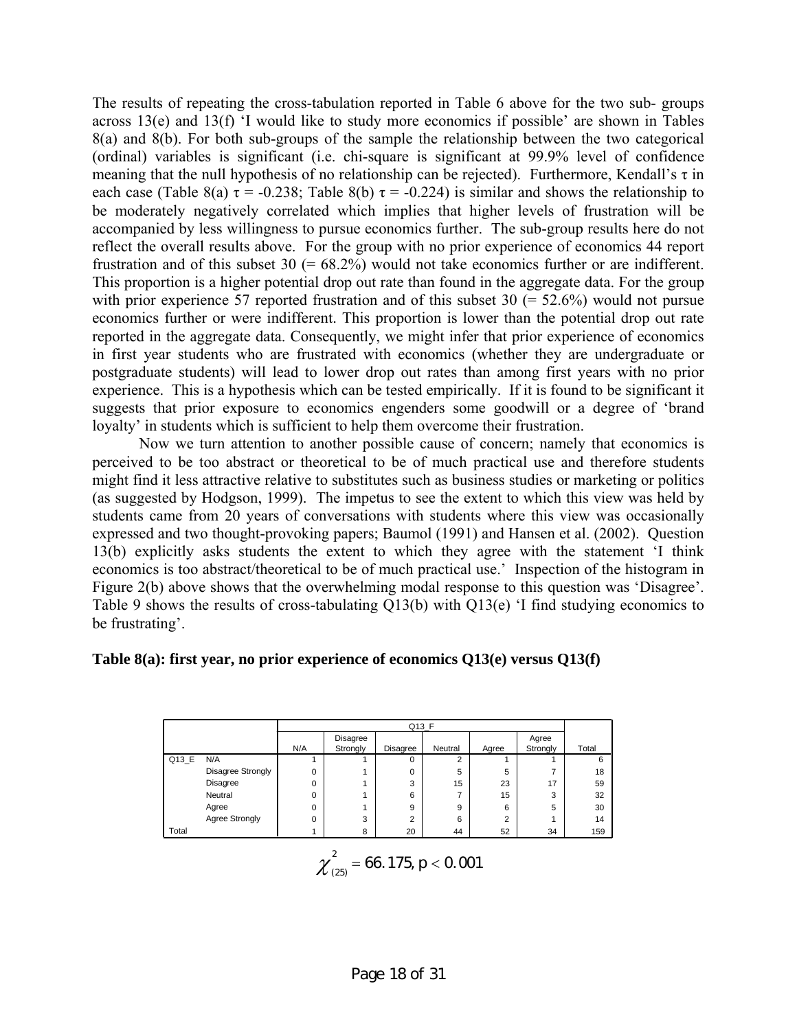The results of repeating the cross-tabulation reported in Table 6 above for the two sub- groups across 13(e) and 13(f) 'I would like to study more economics if possible' are shown in Tables 8(a) and 8(b). For both sub-groups of the sample the relationship between the two categorical (ordinal) variables is significant (i.e. chi-square is significant at 99.9% level of confidence meaning that the null hypothesis of no relationship can be rejected). Furthermore, Kendall's $\tau$ in each case (Table 8(a) $\tau$ = -0.238; Table 8(b) $\tau$ = -0.224) is similar and shows the relationship to be moderately negatively correlated which implies that higher levels of frustration will be accompanied by less willingness to pursue economics further. The sub-group results here do not reflect the overall results above. For the group with no prior experience of economics 44 report frustration and of this subset 30 (= 68.2%) would not take economics further or are indifferent. This proportion is a higher potential drop out rate than found in the aggregate data. For the group with prior experience 57 reported frustration and of this subset 30 (= 52.6%) would not pursue economics further or were indifferent. This proportion is lower than the potential drop out rate reported in the aggregate data. Consequently, we might infer that prior experience of economics in first year students who are frustrated with economics (whether they are undergraduate or postgraduate students) will lead to lower drop out rates than among first years with no prior experience. This is a hypothesis which can be tested empirically. If it is found to be significant it suggests that prior exposure to economics engenders some goodwill or a degree of 'brand loyalty' in students which is sufficient to help them overcome their frustration.

Now we turn attention to another possible cause of concern; namely that economics is perceived to be too abstract or theoretical to be of much practical use and therefore students might find it less attractive relative to substitutes such as business studies or marketing or politics (as suggested by Hodgson, 1999). The impetus to see the extent to which this view was held by students came from 20 years of conversations with students where this view was occasionally expressed and two thought-provoking papers; Baumol (1991) and Hansen et al. (2002). Question 13(b) explicitly asks students the extent to which they agree with the statement 'I think economics is too abstract/theoretical to be of much practical use.' Inspection of the histogram in Figure 2(b) above shows that the overwhelming modal response to this question was 'Disagree'. Table 9 shows the results of cross-tabulating Q13(b) with Q13(e) 'I find studying economics to be frustrating'.

**Table 8(a): first year, no prior experience of economics Q13(e) versus Q13(f)**

| | | Q13_F | | | | | | |
|---|---|---|---|---|---|---|---|---|
| | | N/A | Disagree Strongly | Disagree | Neutral | Agree | Agree Strongly | Total |
| Q13_E | N/A | 1 | 1 | 0 | 2 | 1 | 1 | 6 |
| | Disagree Strongly | 0 | 1 | 0 | 5 | 5 | 7 | 18 |
| | Disagree | 0 | 1 | 3 | 15 | 23 | 17 | 59 |
| | Neutral | 0 | 1 | 6 | 7 | 15 | 3 | 32 |
| | Agree | 0 | 1 | 9 | 9 | 6 | 5 | 30 |
| | Agree Strongly | 0 | 3 | 2 | 6 | 2 | 1 | 14 |
| Total | | 1 | 8 | 20 | 44 | 52 | 34 | 159 |

$$\chi^2_{(25)} = 66.175, p < 0.001$$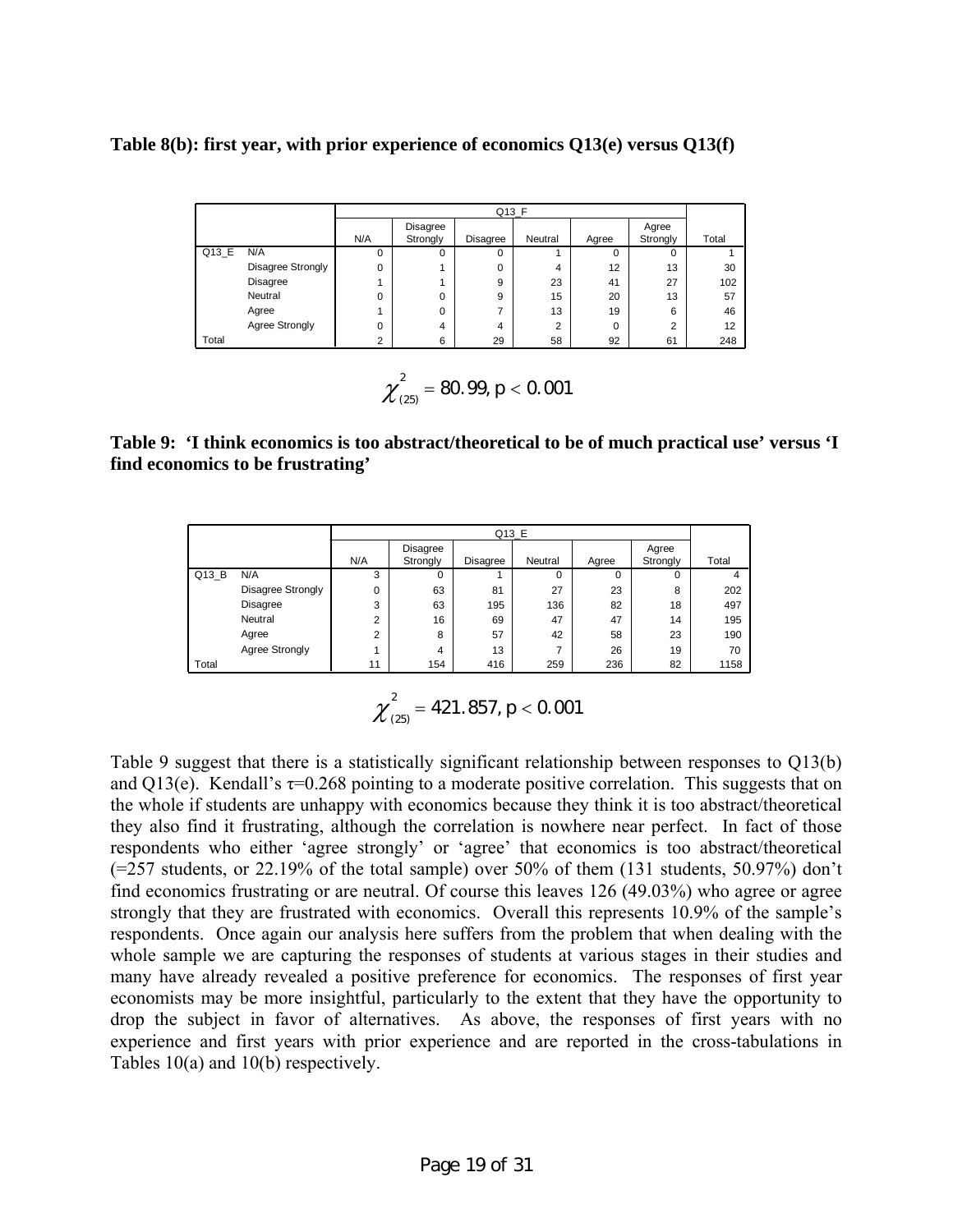**Table 8(b): first year, with prior experience of economics Q13(e) versus Q13(f)**

| | | Q13_F | | | | | | |
|---|---|---|---|---|---|---|---|---|
| | | N/A | Disagree Strongly | Disagree | Neutral | Agree | Agree Strongly | Total |
| Q13_E | N/A | 0 | 0 | 0 | 1 | 0 | 0 | 1 |
| | Disagree Strongly | 0 | 1 | 0 | 4 | 12 | 13 | 30 |
| | Disagree | 1 | 1 | 9 | 23 | 41 | 27 | 102 |
| | Neutral | 0 | 0 | 9 | 15 | 20 | 13 | 57 |
| | Agree | 1 | 0 | 7 | 13 | 19 | 6 | 46 |
| | Agree Strongly | 0 | 4 | 4 | 2 | 0 | 2 | 12 |
| Total | | 2 | 6 | 29 | 58 | 92 | 61 | 248 |

$$\chi^2_{(25)} = 80.99, p < 0.001$$

**Table 9: 'I think economics is too abstract/theoretical to be of much practical use' versus 'I find economics to be frustrating'**

| | | Q13_E | | | | | | |
|---|---|---|---|---|---|---|---|---|
| | | N/A | Disagree Strongly | Disagree | Neutral | Agree | Agree Strongly | Total |
| Q13_B | N/A | 3 | 0 | 1 | 0 | 0 | 0 | 4 |
| | Disagree Strongly | 0 | 63 | 81 | 27 | 23 | 8 | 202 |
| | Disagree | 3 | 63 | 195 | 136 | 82 | 18 | 497 |
| | Neutral | 2 | 16 | 69 | 47 | 47 | 14 | 195 |
| | Agree | 2 | 8 | 57 | 42 | 58 | 23 | 190 |
| | Agree Strongly | 1 | 4 | 13 | 7 | 26 | 19 | 70 |
| Total | | 11 | 154 | 416 | 259 | 236 | 82 | 1158 |

$$\chi^2_{(25)} = 421.857, p < 0.001$$

Table 9 suggest that there is a statistically significant relationship between responses to Q13(b) and Q13(e). Kendall's $\tau$=0.268 pointing to a moderate positive correlation. This suggests that on the whole if students are unhappy with economics because they think it is too abstract/theoretical they also find it frustrating, although the correlation is nowhere near perfect. In fact of those respondents who either 'agree strongly' or 'agree' that economics is too abstract/theoretical (=257 students, or 22.19% of the total sample) over 50% of them (131 students, 50.97%) don't find economics frustrating or are neutral. Of course this leaves 126 (49.03%) who agree or agree strongly that they are frustrated with economics. Overall this represents 10.9% of the sample's respondents. Once again our analysis here suffers from the problem that when dealing with the whole sample we are capturing the responses of students at various stages in their studies and many have already revealed a positive preference for economics. The responses of first year economists may be more insightful, particularly to the extent that they have the opportunity to drop the subject in favor of alternatives. As above, the responses of first years with no experience and first years with prior experience and are reported in the cross-tabulations in Tables 10(a) and 10(b) respectively.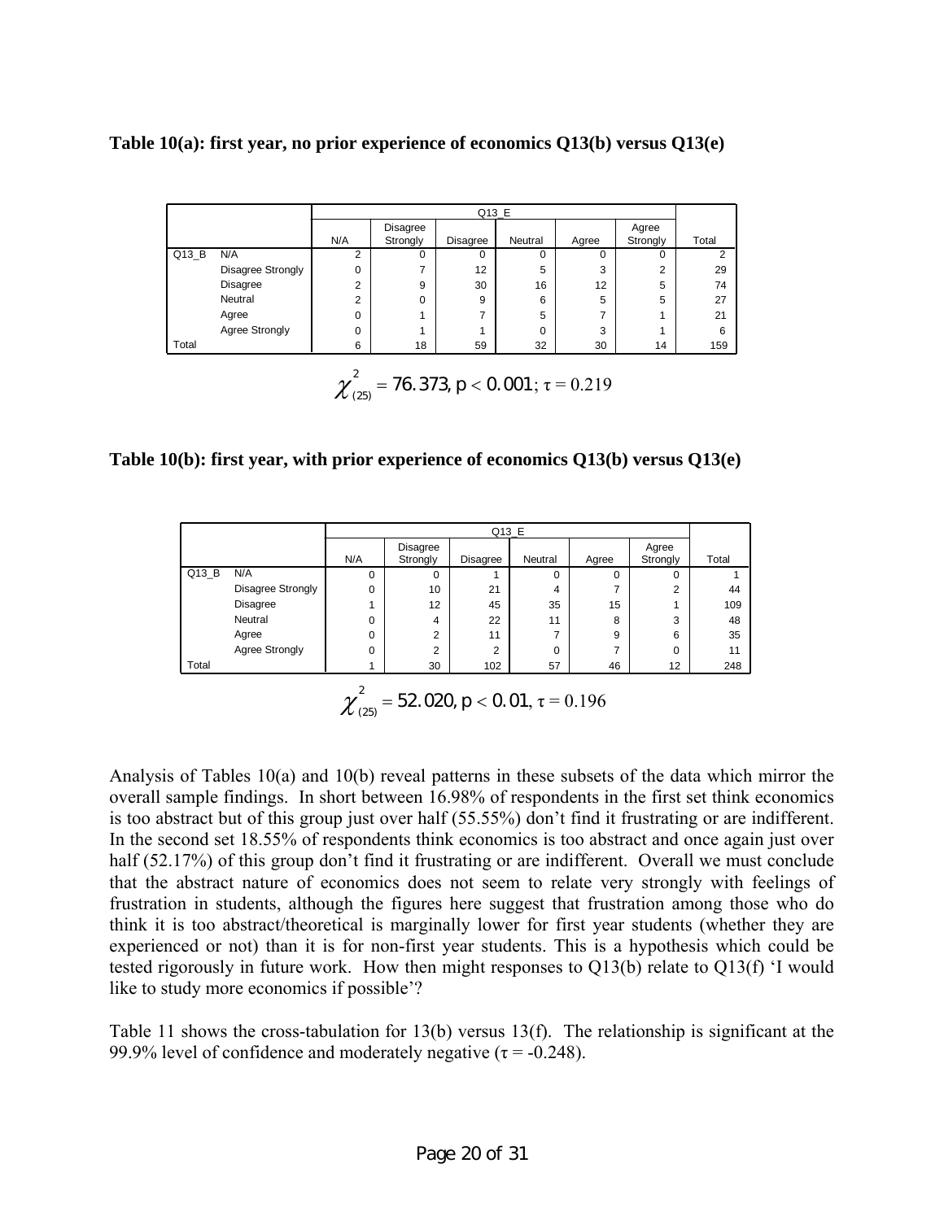**Table 10(a): first year, no prior experience of economics Q13(b) versus Q13(e)**

| | | Q13_E | | | | | | |
|---|---|---|---|---|---|---|---|---|
| | | N/A | Disagree Strongly | Disagree | Neutral | Agree | Agree Strongly | Total |
| Q13_B | N/A | 2 | 0 | 0 | 0 | 0 | 0 | 2 |
| | Disagree Strongly | 0 | 7 | 12 | 5 | 3 | 2 | 29 |
| | Disagree | 2 | 9 | 30 | 16 | 12 | 5 | 74 |
| | Neutral | 2 | 0 | 9 | 6 | 5 | 5 | 27 |
| | Agree | 0 | 1 | 7 | 5 | 7 | 1 | 21 |
| | Agree Strongly | 0 | 1 | 1 | 0 | 3 | 1 | 6 |
| Total | | 6 | 18 | 59 | 32 | 30 | 14 | 159 |

$$\chi^2_{(25)} = 76.373, p < 0.001; \tau = 0.219$$

**Table 10(b): first year, with prior experience of economics Q13(b) versus Q13(e)**

| | | Q13_E | | | | | | |
|---|---|---|---|---|---|---|---|---|
| | | N/A | Disagree Strongly | Disagree | Neutral | Agree | Agree Strongly | Total |
| Q13_B | N/A | 0 | 0 | 1 | 0 | 0 | 0 | 1 |
| | Disagree Strongly | 0 | 10 | 21 | 4 | 7 | 2 | 44 |
| | Disagree | 1 | 12 | 45 | 35 | 15 | 1 | 109 |
| | Neutral | 0 | 4 | 22 | 11 | 8 | 3 | 48 |
| | Agree | 0 | 2 | 11 | 7 | 9 | 6 | 35 |
| | Agree Strongly | 0 | 2 | 2 | 0 | 7 | 0 | 11 |
| Total | | 1 | 30 | 102 | 57 | 46 | 12 | 248 |

$$\chi^2_{(25)} = 52.020, p < 0.01, \tau = 0.196$$

Analysis of Tables 10(a) and 10(b) reveal patterns in these subsets of the data which mirror the overall sample findings. In short between 16.98% of respondents in the first set think economics is too abstract but of this group just over half (55.55%) don't find it frustrating or are indifferent. In the second set 18.55% of respondents think economics is too abstract and once again just over half (52.17%) of this group don't find it frustrating or are indifferent. Overall we must conclude that the abstract nature of economics does not seem to relate very strongly with feelings of frustration in students, although the figures here suggest that frustration among those who do think it is too abstract/theoretical is marginally lower for first year students (whether they are experienced or not) than it is for non-first year students. This is a hypothesis which could be tested rigorously in future work. How then might responses to Q13(b) relate to Q13(f) 'I would like to study more economics if possible'?

Table 11 shows the cross-tabulation for 13(b) versus 13(f). The relationship is significant at the 99.9% level of confidence and moderately negative ($\tau = -0.248$).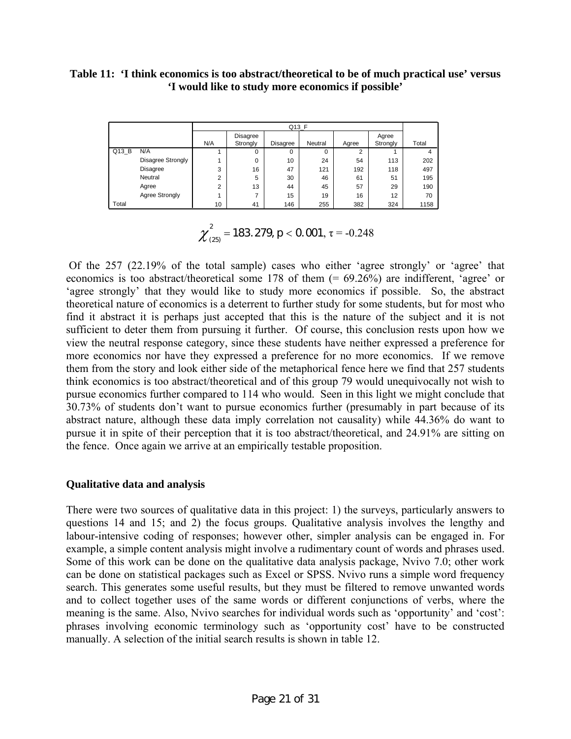**Table 11: 'I think economics is too abstract/theoretical to be of much practical use' versus 'I would like to study more economics if possible'**

| | | Q13_F | | | | | | |
|---|---|---|---|---|---|---|---|---|
| | | N/A | Disagree Strongly | Disagree | Neutral | Agree | Agree Strongly | Total |
| Q13_B | N/A | 1 | 0 | 0 | 0 | 2 | 1 | 4 |
| | Disagree Strongly | 1 | 0 | 10 | 24 | 54 | 113 | 202 |
| | Disagree | 3 | 16 | 47 | 121 | 192 | 118 | 497 |
| | Neutral | 2 | 5 | 30 | 46 | 61 | 51 | 195 |
| | Agree | 2 | 13 | 44 | 45 | 57 | 29 | 190 |
| | Agree Strongly | 1 | 7 | 15 | 19 | 16 | 12 | 70 |
| Total | | 10 | 41 | 146 | 255 | 382 | 324 | 1158 |

$$\chi^2_{(25)} = 183.279, p < 0.001, \tau = -0.248$$

Of the 257 (22.19% of the total sample) cases who either 'agree strongly' or 'agree' that economics is too abstract/theoretical some 178 of them (= 69.26%) are indifferent, 'agree' or 'agree strongly' that they would like to study more economics if possible. So, the abstract theoretical nature of economics is a deterrent to further study for some students, but for most who find it abstract it is perhaps just accepted that this is the nature of the subject and it is not sufficient to deter them from pursuing it further. Of course, this conclusion rests upon how we view the neutral response category, since these students have neither expressed a preference for more economics nor have they expressed a preference for no more economics. If we remove them from the story and look either side of the metaphorical fence here we find that 257 students think economics is too abstract/theoretical and of this group 79 would unequivocally not wish to pursue economics further compared to 114 who would. Seen in this light we might conclude that 30.73% of students don't want to pursue economics further (presumably in part because of its abstract nature, although these data imply correlation not causality) while 44.36% do want to pursue it in spite of their perception that it is too abstract/theoretical, and 24.91% are sitting on the fence. Once again we arrive at an empirically testable proposition.

### Qualitative data and analysis

There were two sources of qualitative data in this project: 1) the surveys, particularly answers to questions 14 and 15; and 2) the focus groups. Qualitative analysis involves the lengthy and labour-intensive coding of responses; however other, simpler analysis can be engaged in. For example, a simple content analysis might involve a rudimentary count of words and phrases used. Some of this work can be done on the qualitative data analysis package, Nvivo 7.0; other work can be done on statistical packages such as Excel or SPSS. Nvivo runs a simple word frequency search. This generates some useful results, but they must be filtered to remove unwanted words and to collect together uses of the same words or different conjunctions of verbs, where the meaning is the same. Also, Nvivo searches for individual words such as 'opportunity' and 'cost': phrases involving economic terminology such as 'opportunity cost' have to be constructed manually. A selection of the initial search results is shown in table 12.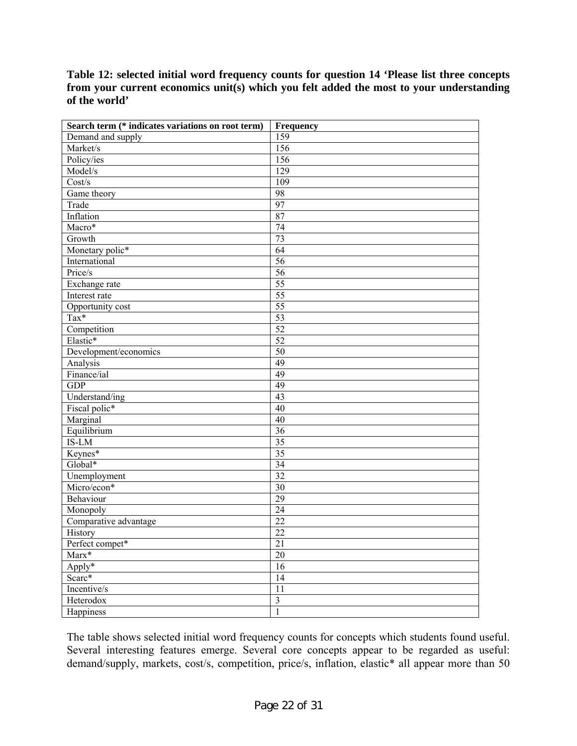**Table 12: selected initial word frequency counts for question 14 'Please list three concepts from your current economics unit(s) which you felt added the most to your understanding of the world'**

| Search term (* indicates variations on root term) | Frequency |
|---|---|
| Demand and supply | 159 |
| Market/s | 156 |
| Policy/ies | 156 |
| Model/s | 129 |
| Cost/s | 109 |
| Game theory | 98 |
| Trade | 97 |
| Inflation | 87 |
| Macro* | 74 |
| Growth | 73 |
| Monetary polic* | 64 |
| International | 56 |
| Price/s | 56 |
| Exchange rate | 55 |
| Interest rate | 55 |
| Opportunity cost | 55 |
| Tax* | 53 |
| Competition | 52 |
| Elastic* | 52 |
| Development/economics | 50 |
| Analysis | 49 |
| Finance/ial | 49 |
| GDP | 49 |
| Understand/ing | 43 |
| Fiscal polic* | 40 |
| Marginal | 40 |
| Equilibrium | 36 |
| IS-LM | 35 |
| Keynes* | 35 |
| Global* | 34 |
| Unemployment | 32 |
| Micro/econ* | 30 |
| Behaviour | 29 |
| Monopoly | 24 |
| Comparative advantage | 22 |
| History | 22 |
| Perfect compet* | 21 |
| Marx* | 20 |
| Apply* | 16 |
| Scarc* | 14 |
| Incentive/s | 11 |
| Heterodox | 3 |
| Happiness | 1 |

The table shows selected initial word frequency counts for concepts which students found useful. Several interesting features emerge. Several core concepts appear to be regarded as useful: demand/supply, markets, cost/s, competition, price/s, inflation, elastic* all appear more than 50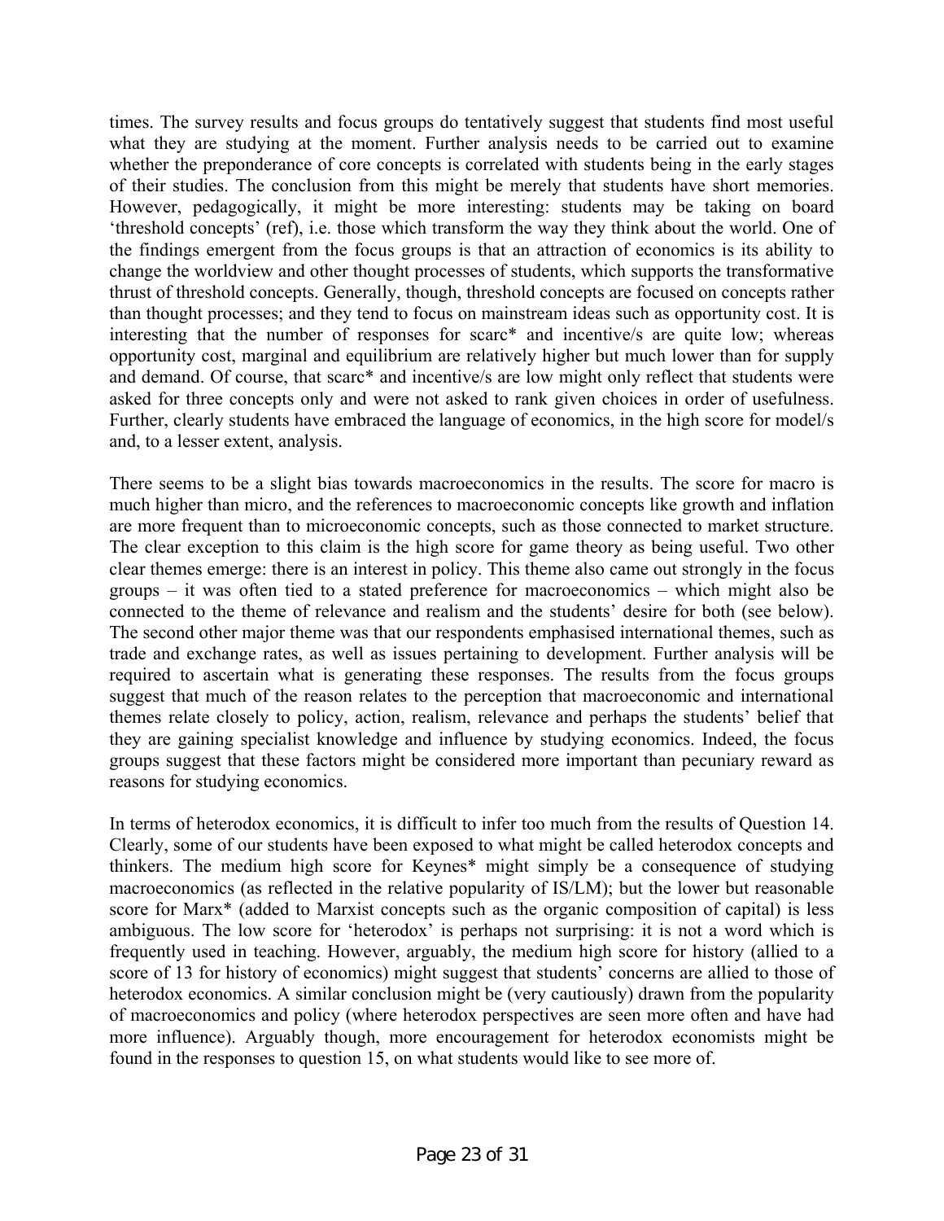times. The survey results and focus groups do tentatively suggest that students find most useful what they are studying at the moment. Further analysis needs to be carried out to examine whether the preponderance of core concepts is correlated with students being in the early stages of their studies. The conclusion from this might be merely that students have short memories. However, pedagogically, it might be more interesting: students may be taking on board 'threshold concepts' (ref), i.e. those which transform the way they think about the world. One of the findings emergent from the focus groups is that an attraction of economics is its ability to change the worldview and other thought processes of students, which supports the transformative thrust of threshold concepts. Generally, though, threshold concepts are focused on concepts rather than thought processes; and they tend to focus on mainstream ideas such as opportunity cost. It is interesting that the number of responses for scarc* and incentive/s are quite low; whereas opportunity cost, marginal and equilibrium are relatively higher but much lower than for supply and demand. Of course, that scarc* and incentive/s are low might only reflect that students were asked for three concepts only and were not asked to rank given choices in order of usefulness. Further, clearly students have embraced the language of economics, in the high score for model/s and, to a lesser extent, analysis.

There seems to be a slight bias towards macroeconomics in the results. The score for macro is much higher than micro, and the references to macroeconomic concepts like growth and inflation are more frequent than to microeconomic concepts, such as those connected to market structure. The clear exception to this claim is the high score for game theory as being useful. Two other clear themes emerge: there is an interest in policy. This theme also came out strongly in the focus groups – it was often tied to a stated preference for macroeconomics – which might also be connected to the theme of relevance and realism and the students' desire for both (see below). The second other major theme was that our respondents emphasised international themes, such as trade and exchange rates, as well as issues pertaining to development. Further analysis will be required to ascertain what is generating these responses. The results from the focus groups suggest that much of the reason relates to the perception that macroeconomic and international themes relate closely to policy, action, realism, relevance and perhaps the students' belief that they are gaining specialist knowledge and influence by studying economics. Indeed, the focus groups suggest that these factors might be considered more important than pecuniary reward as reasons for studying economics.

In terms of heterodox economics, it is difficult to infer too much from the results of Question 14. Clearly, some of our students have been exposed to what might be called heterodox concepts and thinkers. The medium high score for Keynes* might simply be a consequence of studying macroeconomics (as reflected in the relative popularity of IS/LM); but the lower but reasonable score for Marx* (added to Marxist concepts such as the organic composition of capital) is less ambiguous. The low score for 'heterodox' is perhaps not surprising: it is not a word which is frequently used in teaching. However, arguably, the medium high score for history (allied to a score of 13 for history of economics) might suggest that students' concerns are allied to those of heterodox economics. A similar conclusion might be (very cautiously) drawn from the popularity of macroeconomics and policy (where heterodox perspectives are seen more often and have had more influence). Arguably though, more encouragement for heterodox economists might be found in the responses to question 15, on what students would like to see more of.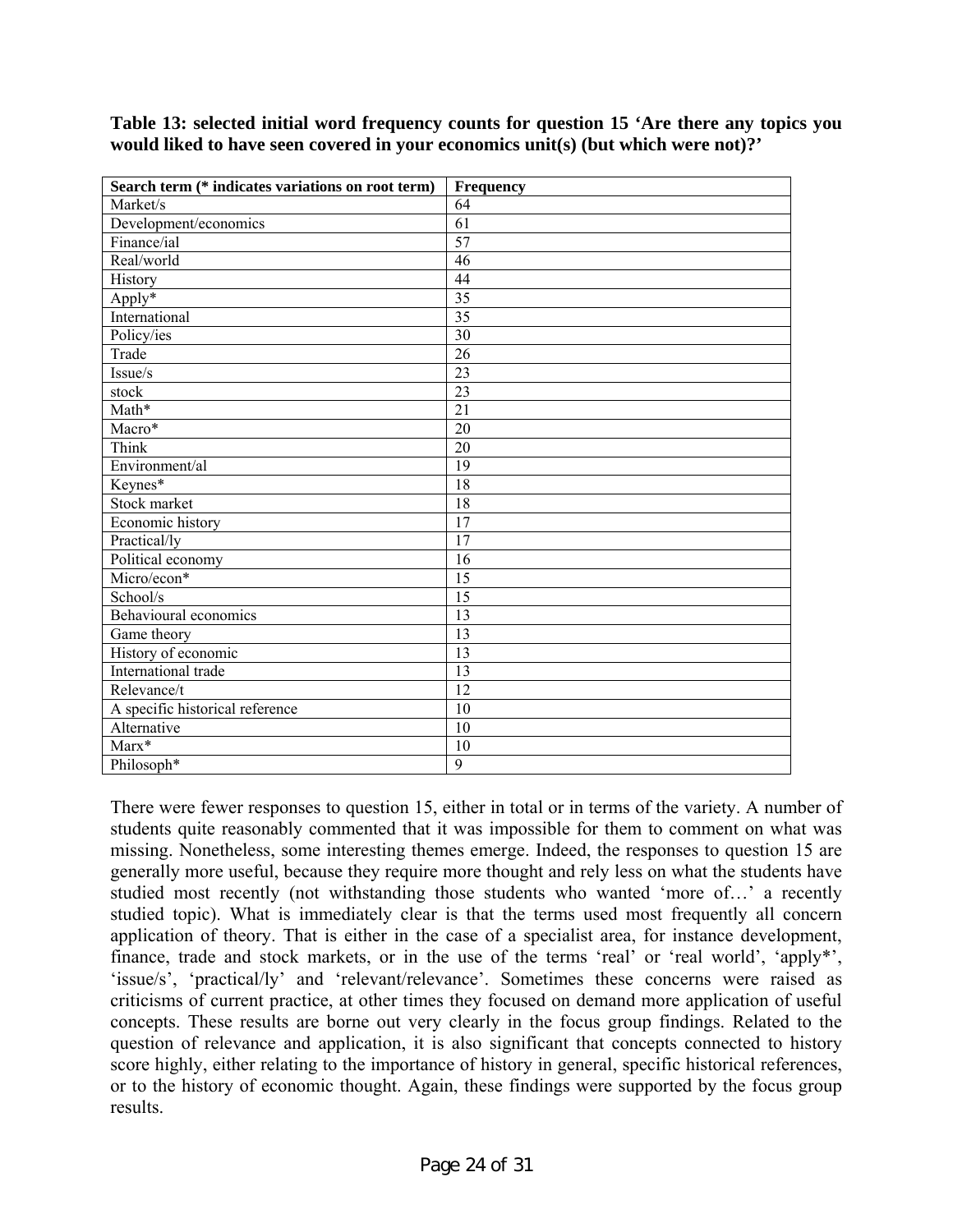**Table 13: selected initial word frequency counts for question 15 'Are there any topics you would liked to have seen covered in your economics unit(s) (but which were not)?'**

| Search term (* indicates variations on root term) | Frequency |
|---|---|
| Market/s | 64 |
| Development/economics | 61 |
| Finance/ial | 57 |
| Real/world | 46 |
| History | 44 |
| Apply* | 35 |
| International | 35 |
| Policy/ies | 30 |
| Trade | 26 |
| Issue/s | 23 |
| stock | 23 |
| Math* | 21 |
| Macro* | 20 |
| Think | 20 |
| Environment/al | 19 |
| Keynes* | 18 |
| Stock market | 18 |
| Economic history | 17 |
| Practical/ly | 17 |
| Political economy | 16 |
| Micro/econ* | 15 |
| School/s | 15 |
| Behavioural economics | 13 |
| Game theory | 13 |
| History of economic | 13 |
| International trade | 13 |
| Relevance/t | 12 |
| A specific historical reference | 10 |
| Alternative | 10 |
| Marx* | 10 |
| Philosoph* | 9 |

There were fewer responses to question 15, either in total or in terms of the variety. A number of students quite reasonably commented that it was impossible for them to comment on what was missing. Nonetheless, some interesting themes emerge. Indeed, the responses to question 15 are generally more useful, because they require more thought and rely less on what the students have studied most recently (not withstanding those students who wanted 'more of…' a recently studied topic). What is immediately clear is that the terms used most frequently all concern application of theory. That is either in the case of a specialist area, for instance development, finance, trade and stock markets, or in the use of the terms 'real' or 'real world', 'apply*', 'issue/s', 'practical/ly' and 'relevant/relevance'. Sometimes these concerns were raised as criticisms of current practice, at other times they focused on demand more application of useful concepts. These results are borne out very clearly in the focus group findings. Related to the question of relevance and application, it is also significant that concepts connected to history score highly, either relating to the importance of history in general, specific historical references, or to the history of economic thought. Again, these findings were supported by the focus group results.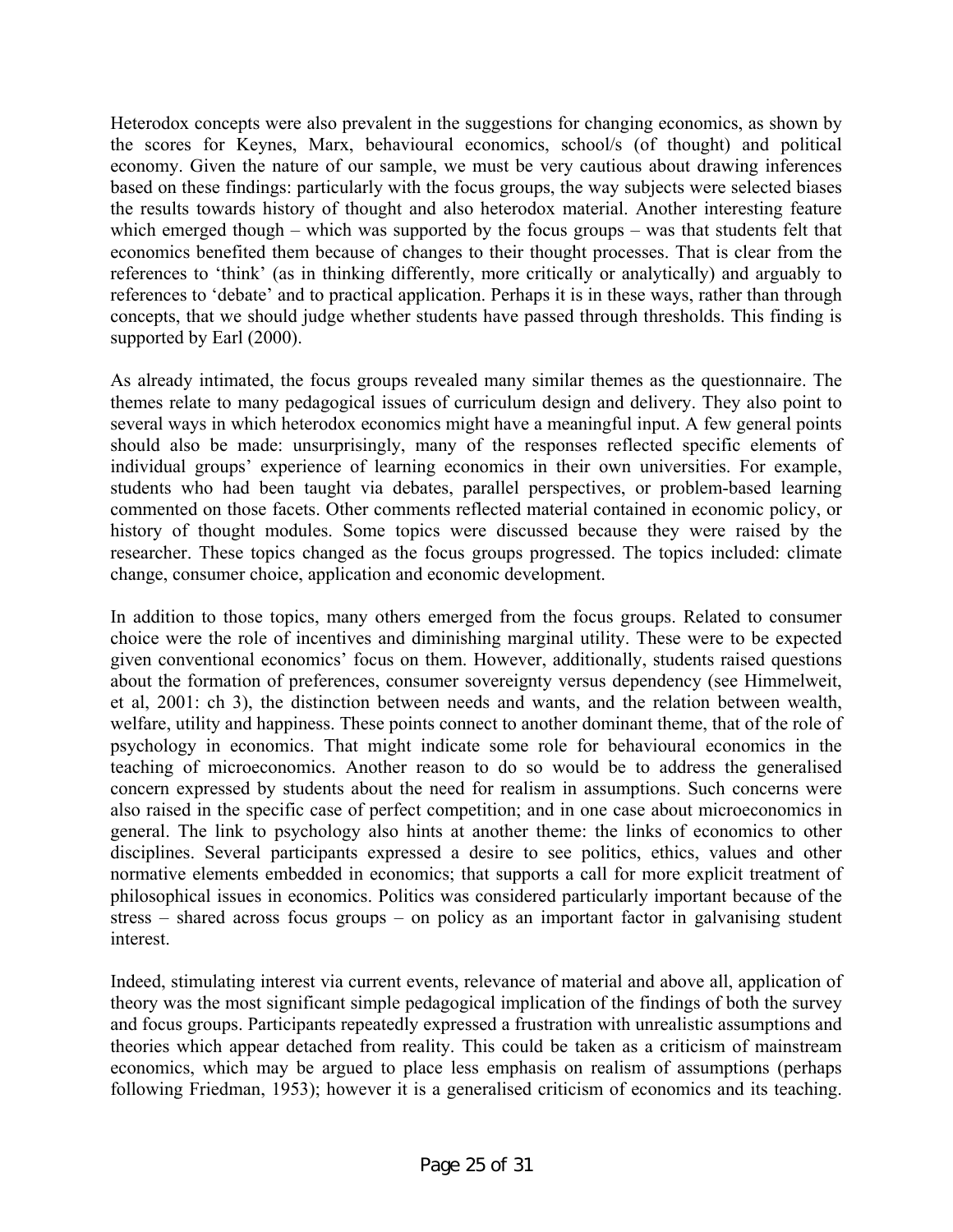Heterodox concepts were also prevalent in the suggestions for changing economics, as shown by the scores for Keynes, Marx, behavioural economics, school/s (of thought) and political economy. Given the nature of our sample, we must be very cautious about drawing inferences based on these findings: particularly with the focus groups, the way subjects were selected biases the results towards history of thought and also heterodox material. Another interesting feature which emerged though – which was supported by the focus groups – was that students felt that economics benefited them because of changes to their thought processes. That is clear from the references to 'think' (as in thinking differently, more critically or analytically) and arguably to references to 'debate' and to practical application. Perhaps it is in these ways, rather than through concepts, that we should judge whether students have passed through thresholds. This finding is supported by Earl (2000).

As already intimated, the focus groups revealed many similar themes as the questionnaire. The themes relate to many pedagogical issues of curriculum design and delivery. They also point to several ways in which heterodox economics might have a meaningful input. A few general points should also be made: unsurprisingly, many of the responses reflected specific elements of individual groups' experience of learning economics in their own universities. For example, students who had been taught via debates, parallel perspectives, or problem-based learning commented on those facets. Other comments reflected material contained in economic policy, or history of thought modules. Some topics were discussed because they were raised by the researcher. These topics changed as the focus groups progressed. The topics included: climate change, consumer choice, application and economic development.

In addition to those topics, many others emerged from the focus groups. Related to consumer choice were the role of incentives and diminishing marginal utility. These were to be expected given conventional economics' focus on them. However, additionally, students raised questions about the formation of preferences, consumer sovereignty versus dependency (see Himmelweit, et al, 2001: ch 3), the distinction between needs and wants, and the relation between wealth, welfare, utility and happiness. These points connect to another dominant theme, that of the role of psychology in economics. That might indicate some role for behavioural economics in the teaching of microeconomics. Another reason to do so would be to address the generalised concern expressed by students about the need for realism in assumptions. Such concerns were also raised in the specific case of perfect competition; and in one case about microeconomics in general. The link to psychology also hints at another theme: the links of economics to other disciplines. Several participants expressed a desire to see politics, ethics, values and other normative elements embedded in economics; that supports a call for more explicit treatment of philosophical issues in economics. Politics was considered particularly important because of the stress – shared across focus groups – on policy as an important factor in galvanising student interest.

Indeed, stimulating interest via current events, relevance of material and above all, application of theory was the most significant simple pedagogical implication of the findings of both the survey and focus groups. Participants repeatedly expressed a frustration with unrealistic assumptions and theories which appear detached from reality. This could be taken as a criticism of mainstream economics, which may be argued to place less emphasis on realism of assumptions (perhaps following Friedman, 1953); however it is a generalised criticism of economics and its teaching.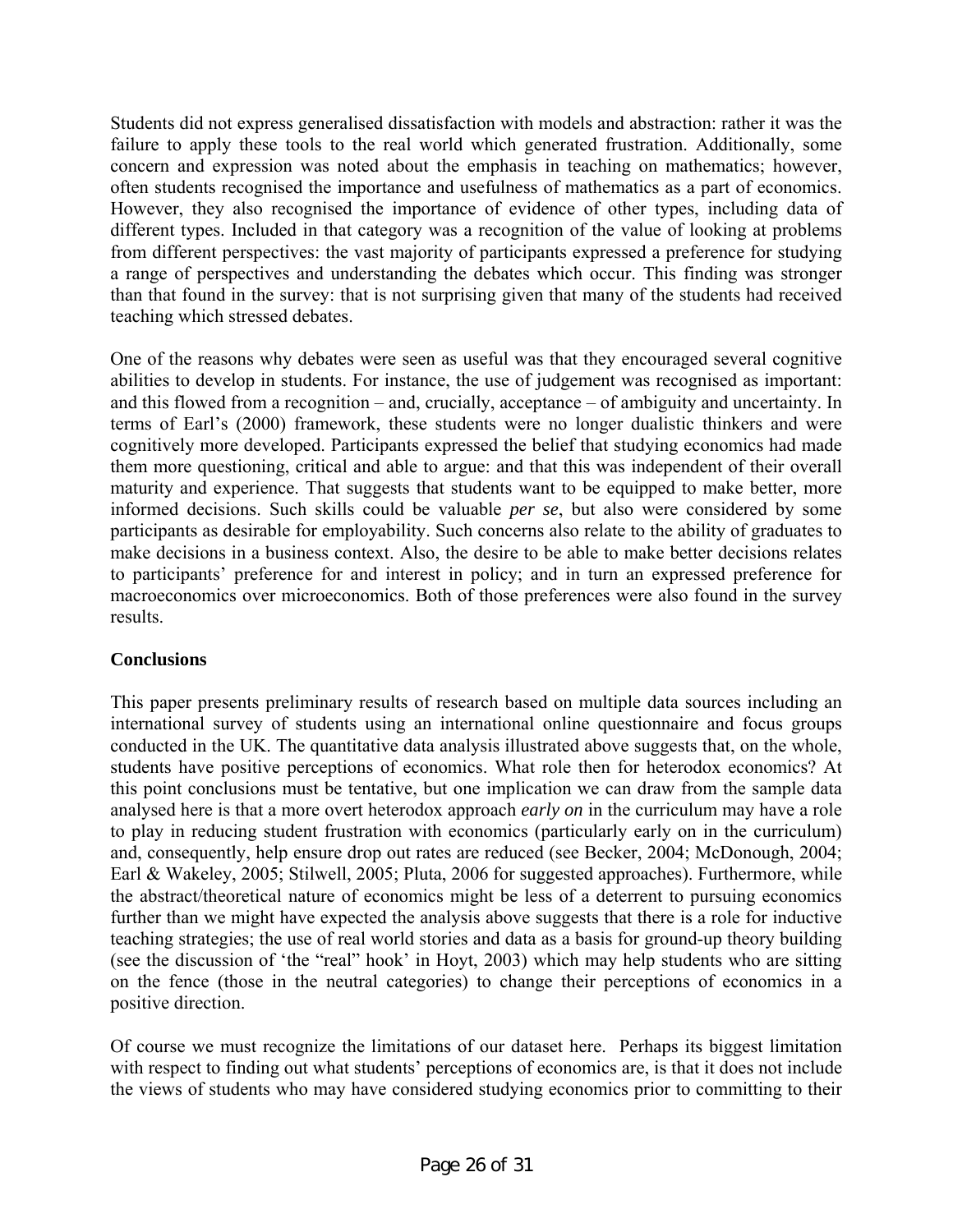Students did not express generalised dissatisfaction with models and abstraction: rather it was the failure to apply these tools to the real world which generated frustration. Additionally, some concern and expression was noted about the emphasis in teaching on mathematics; however, often students recognised the importance and usefulness of mathematics as a part of economics. However, they also recognised the importance of evidence of other types, including data of different types. Included in that category was a recognition of the value of looking at problems from different perspectives: the vast majority of participants expressed a preference for studying a range of perspectives and understanding the debates which occur. This finding was stronger than that found in the survey: that is not surprising given that many of the students had received teaching which stressed debates.

One of the reasons why debates were seen as useful was that they encouraged several cognitive abilities to develop in students. For instance, the use of judgement was recognised as important: and this flowed from a recognition – and, crucially, acceptance – of ambiguity and uncertainty. In terms of Earl's (2000) framework, these students were no longer dualistic thinkers and were cognitively more developed. Participants expressed the belief that studying economics had made them more questioning, critical and able to argue: and that this was independent of their overall maturity and experience. That suggests that students want to be equipped to make better, more informed decisions. Such skills could be valuable *per se*, but also were considered by some participants as desirable for employability. Such concerns also relate to the ability of graduates to make decisions in a business context. Also, the desire to be able to make better decisions relates to participants' preference for and interest in policy; and in turn an expressed preference for macroeconomics over microeconomics. Both of those preferences were also found in the survey results.

## Conclusions

This paper presents preliminary results of research based on multiple data sources including an international survey of students using an international online questionnaire and focus groups conducted in the UK. The quantitative data analysis illustrated above suggests that, on the whole, students have positive perceptions of economics. What role then for heterodox economics? At this point conclusions must be tentative, but one implication we can draw from the sample data analysed here is that a more overt heterodox approach *early on* in the curriculum may have a role to play in reducing student frustration with economics (particularly early on in the curriculum) and, consequently, help ensure drop out rates are reduced (see Becker, 2004; McDonough, 2004; Earl & Wakeley, 2005; Stilwell, 2005; Pluta, 2006 for suggested approaches). Furthermore, while the abstract/theoretical nature of economics might be less of a deterrent to pursuing economics further than we might have expected the analysis above suggests that there is a role for inductive teaching strategies; the use of real world stories and data as a basis for ground-up theory building (see the discussion of 'the "real" hook' in Hoyt, 2003) which may help students who are sitting on the fence (those in the neutral categories) to change their perceptions of economics in a positive direction.

Of course we must recognize the limitations of our dataset here. Perhaps its biggest limitation with respect to finding out what students' perceptions of economics are, is that it does not include the views of students who may have considered studying economics prior to committing to their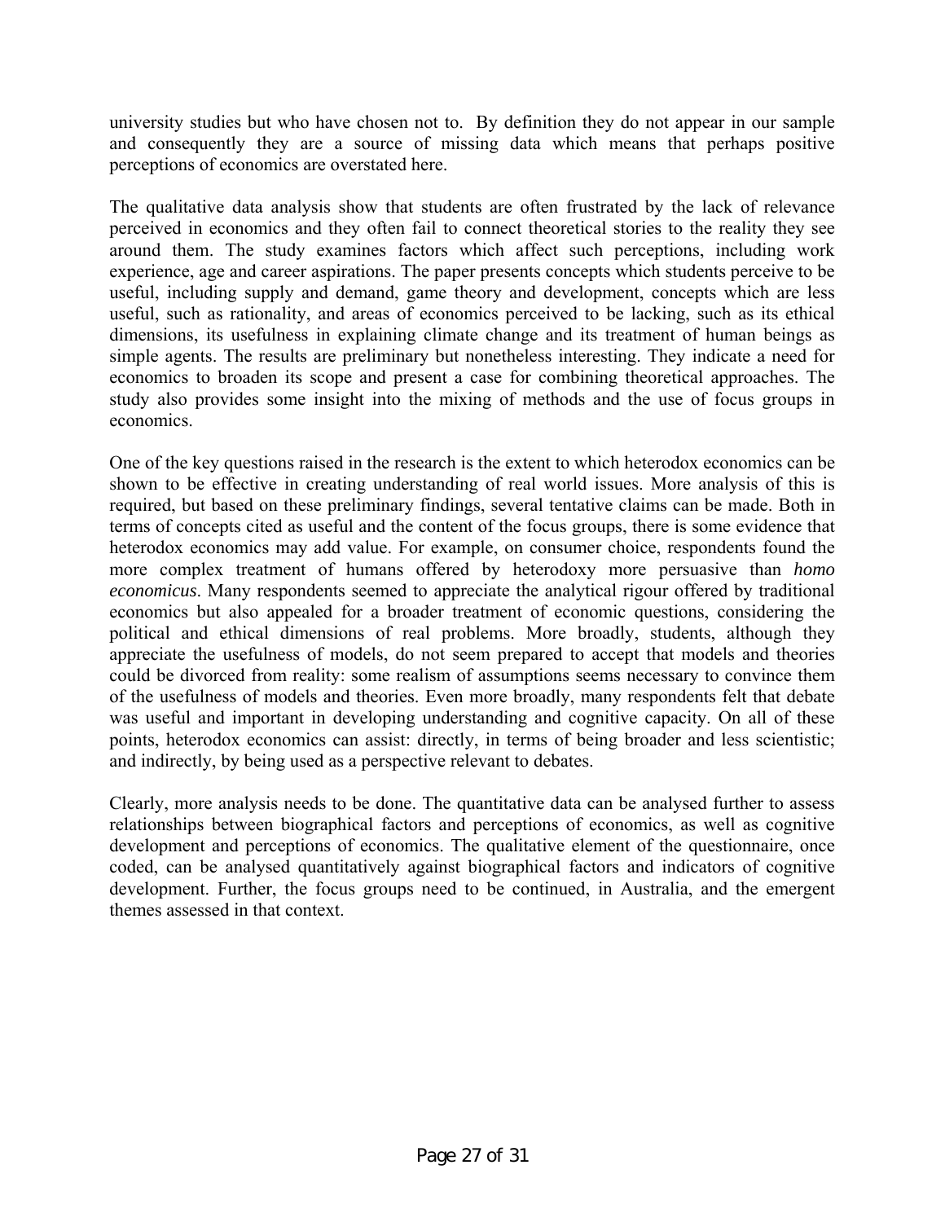university studies but who have chosen not to. By definition they do not appear in our sample and consequently they are a source of missing data which means that perhaps positive perceptions of economics are overstated here.

The qualitative data analysis show that students are often frustrated by the lack of relevance perceived in economics and they often fail to connect theoretical stories to the reality they see around them. The study examines factors which affect such perceptions, including work experience, age and career aspirations. The paper presents concepts which students perceive to be useful, including supply and demand, game theory and development, concepts which are less useful, such as rationality, and areas of economics perceived to be lacking, such as its ethical dimensions, its usefulness in explaining climate change and its treatment of human beings as simple agents. The results are preliminary but nonetheless interesting. They indicate a need for economics to broaden its scope and present a case for combining theoretical approaches. The study also provides some insight into the mixing of methods and the use of focus groups in economics.

One of the key questions raised in the research is the extent to which heterodox economics can be shown to be effective in creating understanding of real world issues. More analysis of this is required, but based on these preliminary findings, several tentative claims can be made. Both in terms of concepts cited as useful and the content of the focus groups, there is some evidence that heterodox economics may add value. For example, on consumer choice, respondents found the more complex treatment of humans offered by heterodoxy more persuasive than *homo economicus*. Many respondents seemed to appreciate the analytical rigour offered by traditional economics but also appealed for a broader treatment of economic questions, considering the political and ethical dimensions of real problems. More broadly, students, although they appreciate the usefulness of models, do not seem prepared to accept that models and theories could be divorced from reality: some realism of assumptions seems necessary to convince them of the usefulness of models and theories. Even more broadly, many respondents felt that debate was useful and important in developing understanding and cognitive capacity. On all of these points, heterodox economics can assist: directly, in terms of being broader and less scientistic; and indirectly, by being used as a perspective relevant to debates.

Clearly, more analysis needs to be done. The quantitative data can be analysed further to assess relationships between biographical factors and perceptions of economics, as well as cognitive development and perceptions of economics. The qualitative element of the questionnaire, once coded, can be analysed quantitatively against biographical factors and indicators of cognitive development. Further, the focus groups need to be continued, in Australia, and the emergent themes assessed in that context.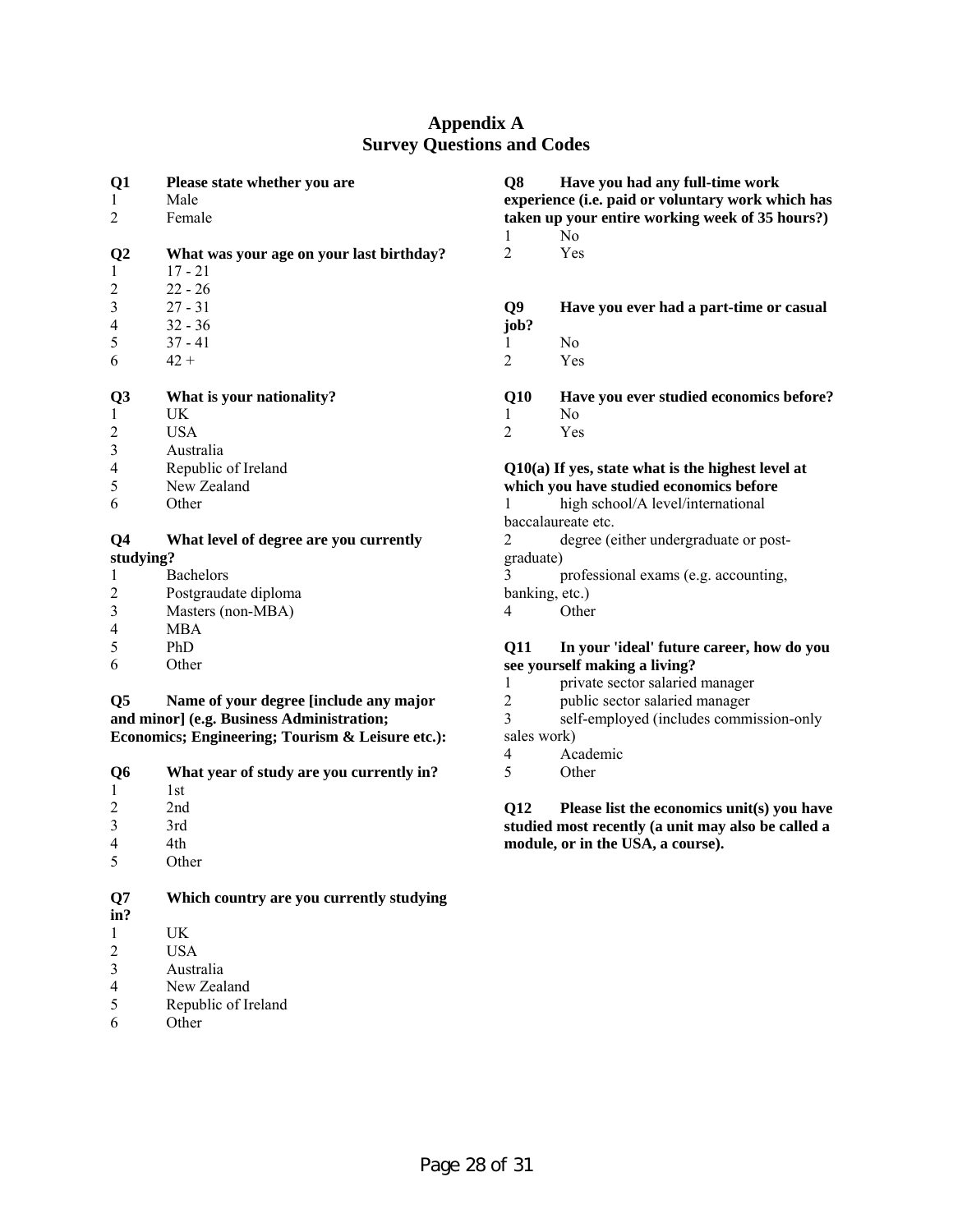# Appendix A
## Survey Questions and Codes

**Q1 Please state whether you are**

1 Male
2 Female

**Q2 What was your age on your last birthday?**

1 17 - 21
2 22 - 26
3 27 - 31
4 32 - 36
5 37 - 41
6 42 +

**Q3 What is your nationality?**

1 UK
2 USA
3 Australia
4 Republic of Ireland
5 New Zealand
6 Other

**Q4 What level of degree are you currently studying?**

1 Bachelors
2 Postgraudate diploma
3 Masters (non-MBA)
4 MBA
5 PhD
6 Other

**Q5 Name of your degree [include any major and minor] (e.g. Business Administration; Economics; Engineering; Tourism & Leisure etc.):**

**Q6 What year of study are you currently in?**

1 1st
2 2nd
3 3rd
4 4th
5 Other

**Q7 Which country are you currently studying in?**

1 UK
2 USA
3 Australia
4 New Zealand
5 Republic of Ireland
6 Other

**Q8 Have you had any full-time work experience (i.e. paid or voluntary work which has taken up your entire working week of 35 hours?)**

1 No
2 Yes

**Q9 Have you ever had a part-time or casual job?**

1 No
2 Yes

**Q10 Have you ever studied economics before?**

1 No
2 Yes

**Q10(a) If yes, state what is the highest level at which you have studied economics before**

1 high school/A level/international baccalaureate etc.
2 degree (either undergraduate or post-graduate)
3 professional exams (e.g. accounting, banking, etc.)
4 Other

**Q11 In your 'ideal' future career, how do you see yourself making a living?**

1 private sector salaried manager
2 public sector salaried manager
3 self-employed (includes commission-only sales work)
4 Academic
5 Other

**Q12 Please list the economics unit(s) you have studied most recently (a unit may also be called a module, or in the USA, a course).**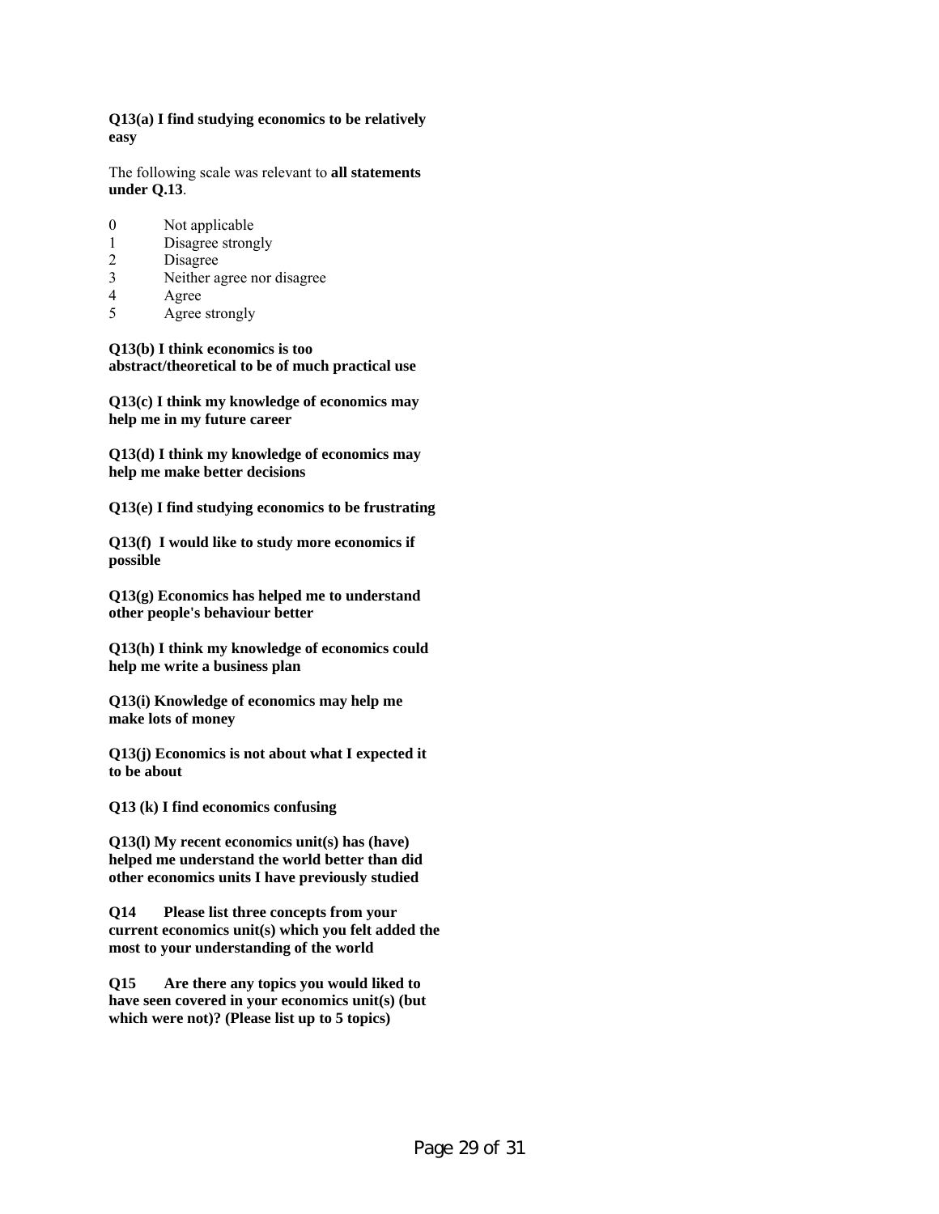**Q13(a) I find studying economics to be relatively easy**

The following scale was relevant to **all statements under Q.13**.

0 Not applicable
1 Disagree strongly
2 Disagree
3 Neither agree nor disagree
4 Agree
5 Agree strongly

**Q13(b) I think economics is too abstract/theoretical to be of much practical use**

**Q13(c) I think my knowledge of economics may help me in my future career**

**Q13(d) I think my knowledge of economics may help me make better decisions**

**Q13(e) I find studying economics to be frustrating**

**Q13(f) I would like to study more economics if possible**

**Q13(g) Economics has helped me to understand other people's behaviour better**

**Q13(h) I think my knowledge of economics could help me write a business plan**

**Q13(i) Knowledge of economics may help me make lots of money**

**Q13(j) Economics is not about what I expected it to be about**

**Q13 (k) I find economics confusing**

**Q13(l) My recent economics unit(s) has (have) helped me understand the world better than did other economics units I have previously studied**

**Q14 Please list three concepts from your current economics unit(s) which you felt added the most to your understanding of the world**

**Q15 Are there any topics you would liked to have seen covered in your economics unit(s) (but which were not)? (Please list up to 5 topics)**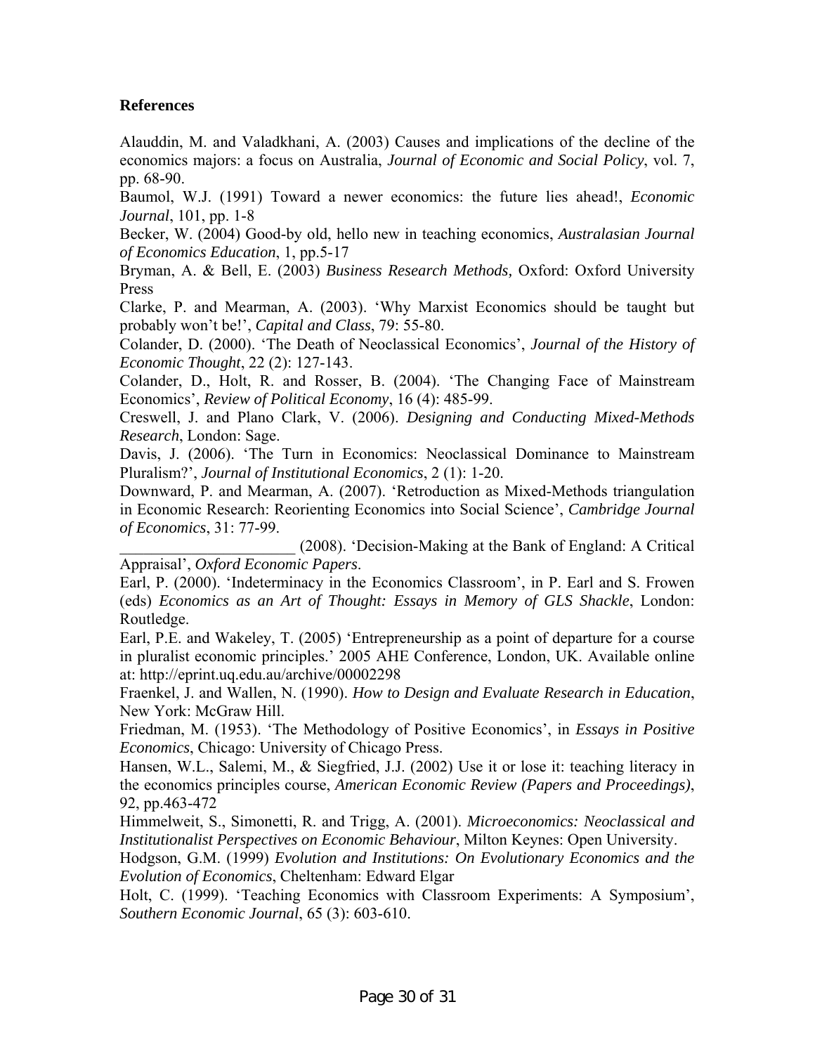**References**

Alauddin, M. and Valadkhani, A. (2003) Causes and implications of the decline of the economics majors: a focus on Australia, *Journal of Economic and Social Policy*, vol. 7, pp. 68-90.

Baumol, W.J. (1991) Toward a newer economics: the future lies ahead!, *Economic Journal*, 101, pp. 1-8

Becker, W. (2004) Good-by old, hello new in teaching economics, *Australasian Journal of Economics Education*, 1, pp.5-17

Bryman, A. & Bell, E. (2003) *Business Research Methods,* Oxford: Oxford University Press

Clarke, P. and Mearman, A. (2003). 'Why Marxist Economics should be taught but probably won't be!', *Capital and Class*, 79: 55-80.

Colander, D. (2000). 'The Death of Neoclassical Economics', *Journal of the History of Economic Thought*, 22 (2): 127-143.

Colander, D., Holt, R. and Rosser, B. (2004). 'The Changing Face of Mainstream Economics', *Review of Political Economy*, 16 (4): 485-99.

Creswell, J. and Plano Clark, V. (2006). *Designing and Conducting Mixed-Methods Research*, London: Sage.

Davis, J. (2006). 'The Turn in Economics: Neoclassical Dominance to Mainstream Pluralism?', *Journal of Institutional Economics*, 2 (1): 1-20.

Downward, P. and Mearman, A. (2007). 'Retroduction as Mixed-Methods triangulation in Economic Research: Reorienting Economics into Social Science', *Cambridge Journal of Economics*, 31: 77-99.

______________________ (2008). 'Decision-Making at the Bank of England: A Critical Appraisal', *Oxford Economic Papers*.

Earl, P. (2000). 'Indeterminacy in the Economics Classroom', in P. Earl and S. Frowen (eds) *Economics as an Art of Thought: Essays in Memory of GLS Shackle*, London: Routledge.

Earl, P.E. and Wakeley, T. (2005) 'Entrepreneurship as a point of departure for a course in pluralist economic principles.' 2005 AHE Conference, London, UK. Available online at: http://eprint.uq.edu.au/archive/00002298

Fraenkel, J. and Wallen, N. (1990). *How to Design and Evaluate Research in Education*, New York: McGraw Hill.

Friedman, M. (1953). 'The Methodology of Positive Economics', in *Essays in Positive Economics*, Chicago: University of Chicago Press.

Hansen, W.L., Salemi, M., & Siegfried, J.J. (2002) Use it or lose it: teaching literacy in the economics principles course, *American Economic Review (Papers and Proceedings)*, 92, pp.463-472

Himmelweit, S., Simonetti, R. and Trigg, A. (2001). *Microeconomics: Neoclassical and Institutionalist Perspectives on Economic Behaviour*, Milton Keynes: Open University.

Hodgson, G.M. (1999) *Evolution and Institutions: On Evolutionary Economics and the Evolution of Economics*, Cheltenham: Edward Elgar

Holt, C. (1999). 'Teaching Economics with Classroom Experiments: A Symposium', *Southern Economic Journal*, 65 (3): 603-610.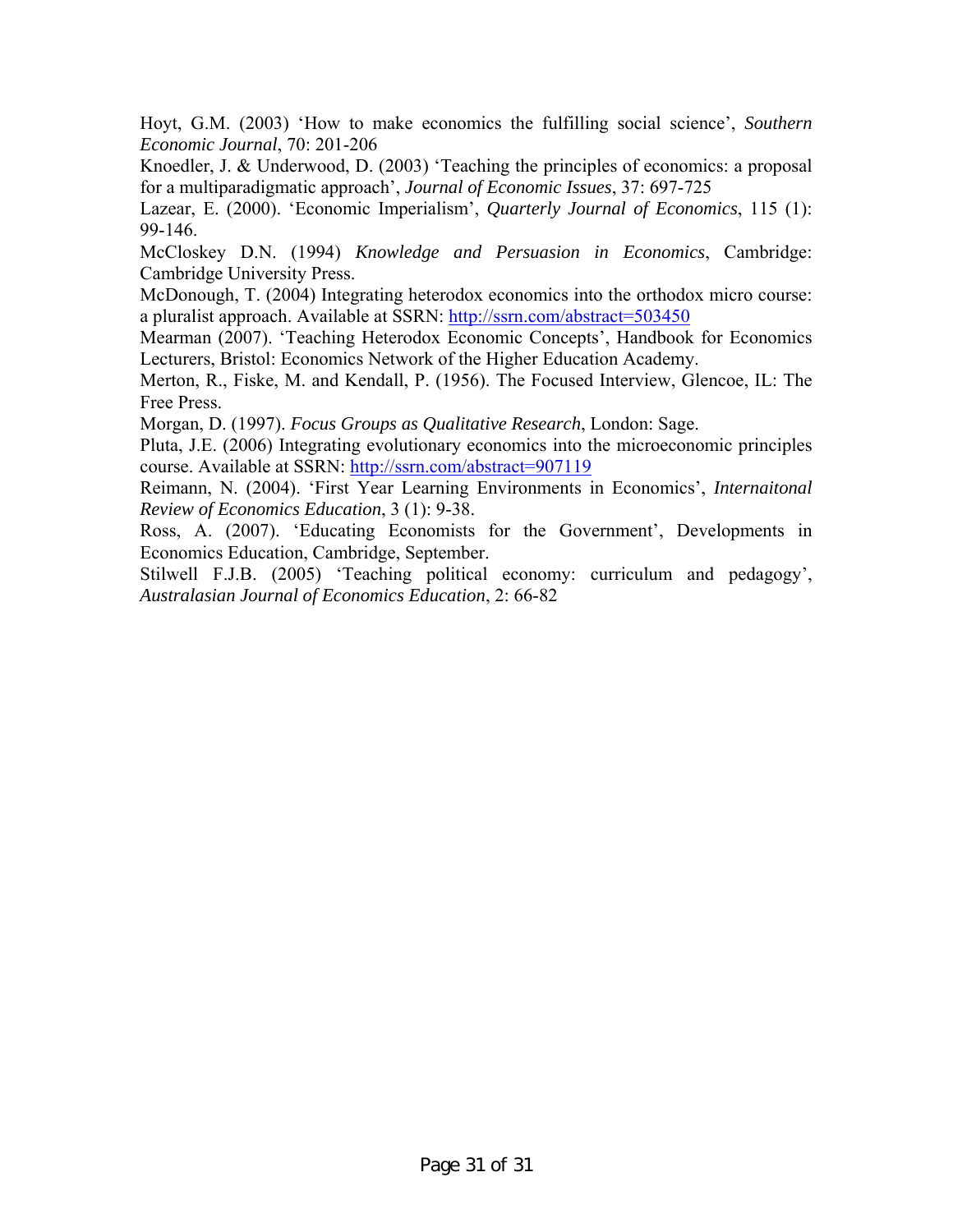Hoyt, G.M. (2003) 'How to make economics the fulfilling social science', *Southern Economic Journal*, 70: 201-206

Knoedler, J. & Underwood, D. (2003) 'Teaching the principles of economics: a proposal for a multiparadigmatic approach', *Journal of Economic Issues*, 37: 697-725

Lazear, E. (2000). 'Economic Imperialism', *Quarterly Journal of Economics*, 115 (1): 99-146.

McCloskey D.N. (1994) *Knowledge and Persuasion in Economics*, Cambridge: Cambridge University Press.

McDonough, T. (2004) Integrating heterodox economics into the orthodox micro course: a pluralist approach. Available at SSRN: http://ssrn.com/abstract=503450

Mearman (2007). 'Teaching Heterodox Economic Concepts', Handbook for Economics Lecturers, Bristol: Economics Network of the Higher Education Academy.

Merton, R., Fiske, M. and Kendall, P. (1956). The Focused Interview, Glencoe, IL: The Free Press.

Morgan, D. (1997). *Focus Groups as Qualitative Research*, London: Sage.

Pluta, J.E. (2006) Integrating evolutionary economics into the microeconomic principles course. Available at SSRN: http://ssrn.com/abstract=907119

Reimann, N. (2004). 'First Year Learning Environments in Economics', *Internaitonal Review of Economics Education*, 3 (1): 9-38.

Ross, A. (2007). 'Educating Economists for the Government', Developments in Economics Education, Cambridge, September.

Stilwell F.J.B. (2005) 'Teaching political economy: curriculum and pedagogy', *Australasian Journal of Economics Education*, 2: 66-82